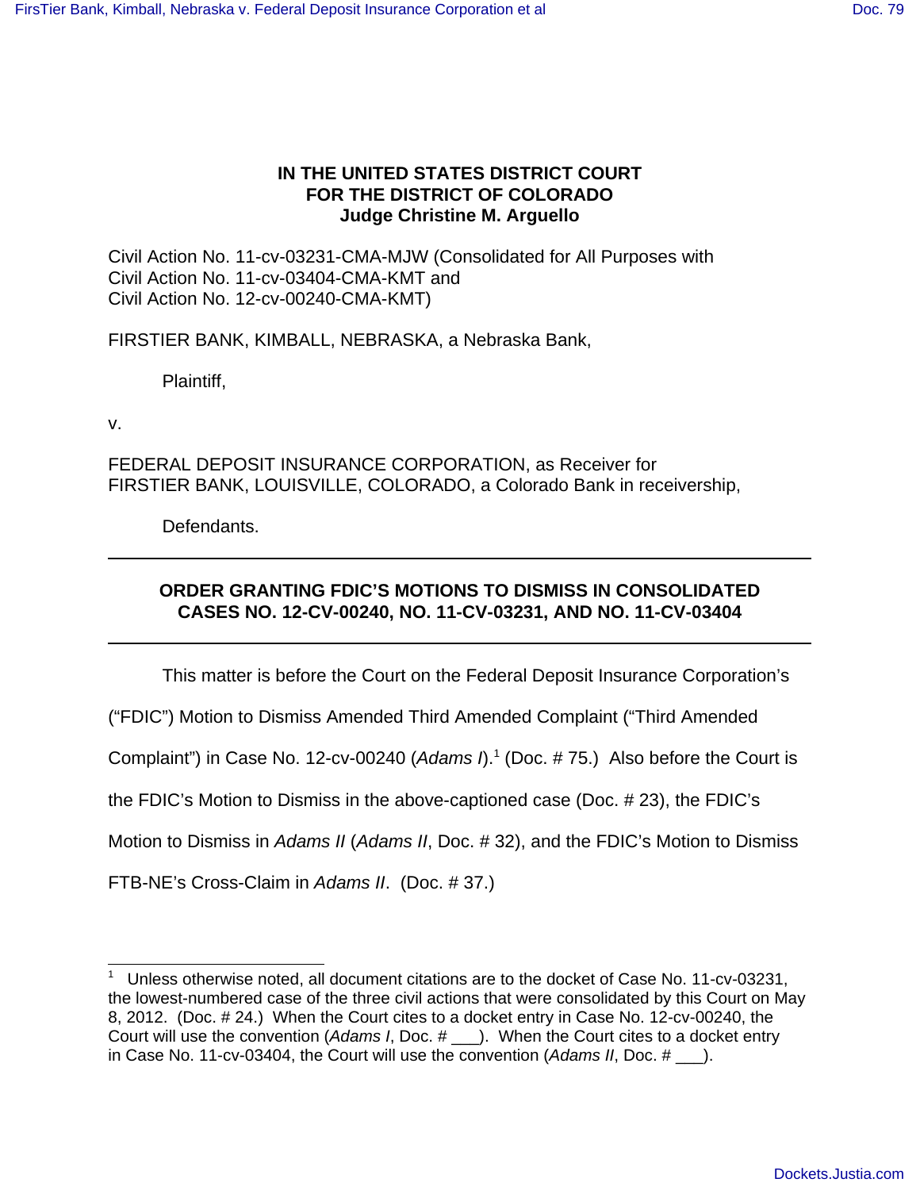**IN THE UNITED STATES DISTRICT COURT**
**FOR THE DISTRICT OF COLORADO**
**Judge Christine M. Arguello**

Civil Action No. 11-cv-03231-CMA-MJW (Consolidated for All Purposes with
Civil Action No. 11-cv-03404-CMA-KMT and
Civil Action No. 12-cv-00240-CMA-KMT)

FIRSTIER BANK, KIMBALL, NEBRASKA, a Nebraska Bank,

Plaintiff,

v.

FEDERAL DEPOSIT INSURANCE CORPORATION, as Receiver for
FIRSTIER BANK, LOUISVILLE, COLORADO, a Colorado Bank in receivership,

Defendants.

---

**ORDER GRANTING FDIC'S MOTIONS TO DISMISS IN CONSOLIDATED CASES NO. 12-CV-00240, NO. 11-CV-03231, AND NO. 11-CV-03404**

---

This matter is before the Court on the Federal Deposit Insurance Corporation's ("FDIC") Motion to Dismiss Amended Third Amended Complaint ("Third Amended Complaint") in Case No. 12-cv-00240 (*Adams I*).[1] (Doc. # 75.) Also before the Court is the FDIC's Motion to Dismiss in the above-captioned case (Doc. # 23), the FDIC's Motion to Dismiss in *Adams II* (*Adams II*, Doc. # 32), and the FDIC's Motion to Dismiss FTB-NE's Cross-Claim in *Adams II*. (Doc. # 37.)

---

[1] Unless otherwise noted, all document citations are to the docket of Case No. 11-cv-03231, the lowest-numbered case of the three civil actions that were consolidated by this Court on May 8, 2012. (Doc. # 24.) When the Court cites to a docket entry in Case No. 12-cv-00240, the Court will use the convention (*Adams I*, Doc. # ___). When the Court cites to a docket entry in Case No. 11-cv-03404, the Court will use the convention (*Adams II*, Doc. # ___).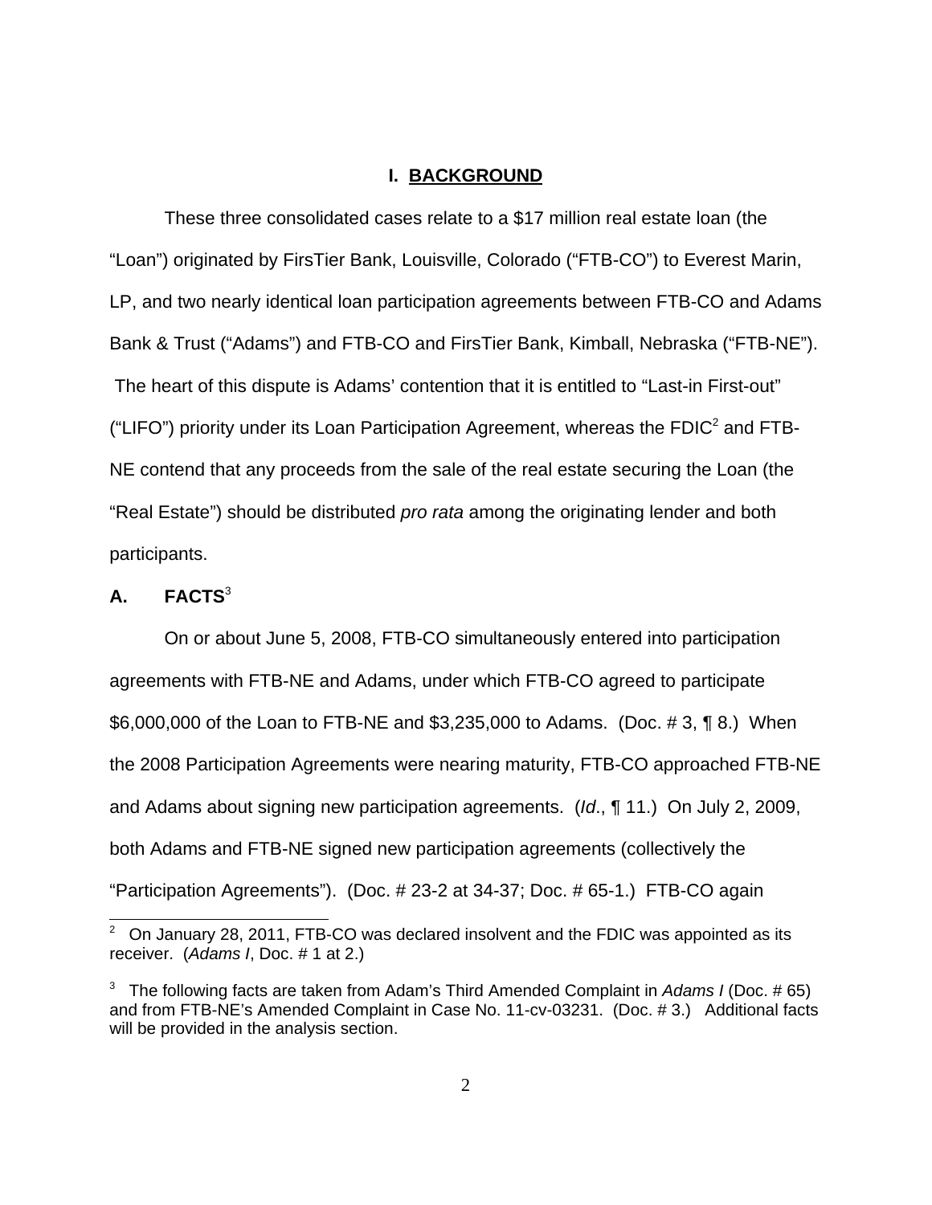## I. BACKGROUND

These three consolidated cases relate to a $17 million real estate loan (the "Loan") originated by FirsTier Bank, Louisville, Colorado ("FTB-CO") to Everest Marin, LP, and two nearly identical loan participation agreements between FTB-CO and Adams Bank & Trust ("Adams") and FTB-CO and FirsTier Bank, Kimball, Nebraska ("FTB-NE"). The heart of this dispute is Adams' contention that it is entitled to "Last-in First-out" ("LIFO") priority under its Loan Participation Agreement, whereas the FDIC[2] and FTB-NE contend that any proceeds from the sale of the real estate securing the Loan (the "Real Estate") should be distributed *pro rata* among the originating lender and both participants.

### A. FACTS[3]

On or about June 5, 2008, FTB-CO simultaneously entered into participation agreements with FTB-NE and Adams, under which FTB-CO agreed to participate $6,000,000 of the Loan to FTB-NE and $3,235,000 to Adams. (Doc. # 3, ¶ 8.) When the 2008 Participation Agreements were nearing maturity, FTB-CO approached FTB-NE and Adams about signing new participation agreements. (*Id*., ¶ 11.) On July 2, 2009, both Adams and FTB-NE signed new participation agreements (collectively the "Participation Agreements"). (Doc. # 23-2 at 34-37; Doc. # 65-1.) FTB-CO again

---

[2] On January 28, 2011, FTB-CO was declared insolvent and the FDIC was appointed as its receiver. (*Adams I*, Doc. # 1 at 2.)

[3] The following facts are taken from Adam's Third Amended Complaint in *Adams I* (Doc. # 65) and from FTB-NE's Amended Complaint in Case No. 11-cv-03231. (Doc. # 3.) Additional facts will be provided in the analysis section.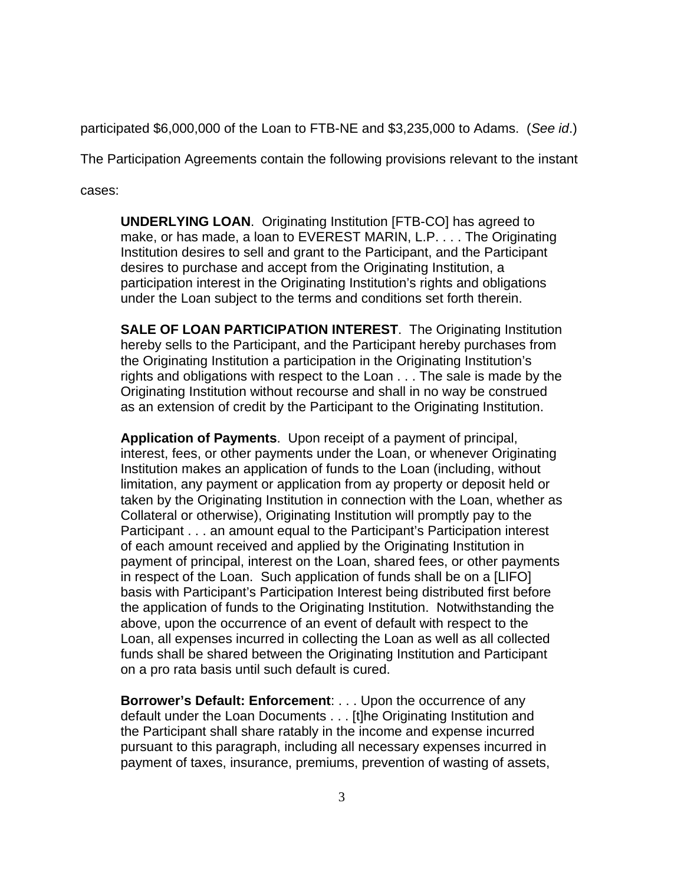participated $6,000,000 of the Loan to FTB-NE and $3,235,000 to Adams. (*See id*.) The Participation Agreements contain the following provisions relevant to the instant cases:

> **UNDERLYING LOAN**. Originating Institution [FTB-CO] has agreed to make, or has made, a loan to EVEREST MARIN, L.P. . . . The Originating Institution desires to sell and grant to the Participant, and the Participant desires to purchase and accept from the Originating Institution, a participation interest in the Originating Institution's rights and obligations under the Loan subject to the terms and conditions set forth therein.
>
> **SALE OF LOAN PARTICIPATION INTEREST**. The Originating Institution hereby sells to the Participant, and the Participant hereby purchases from the Originating Institution a participation in the Originating Institution's rights and obligations with respect to the Loan . . . The sale is made by the Originating Institution without recourse and shall in no way be construed as an extension of credit by the Participant to the Originating Institution.
>
> **Application of Payments**. Upon receipt of a payment of principal, interest, fees, or other payments under the Loan, or whenever Originating Institution makes an application of funds to the Loan (including, without limitation, any payment or application from ay property or deposit held or taken by the Originating Institution in connection with the Loan, whether as Collateral or otherwise), Originating Institution will promptly pay to the Participant . . . an amount equal to the Participant's Participation interest of each amount received and applied by the Originating Institution in payment of principal, interest on the Loan, shared fees, or other payments in respect of the Loan. Such application of funds shall be on a [LIFO] basis with Participant's Participation Interest being distributed first before the application of funds to the Originating Institution. Notwithstanding the above, upon the occurrence of an event of default with respect to the Loan, all expenses incurred in collecting the Loan as well as all collected funds shall be shared between the Originating Institution and Participant on a pro rata basis until such default is cured.
>
> **Borrower's Default: Enforcement**: . . . Upon the occurrence of any default under the Loan Documents . . . [t]he Originating Institution and the Participant shall share ratably in the income and expense incurred pursuant to this paragraph, including all necessary expenses incurred in payment of taxes, insurance, premiums, prevention of wasting of assets,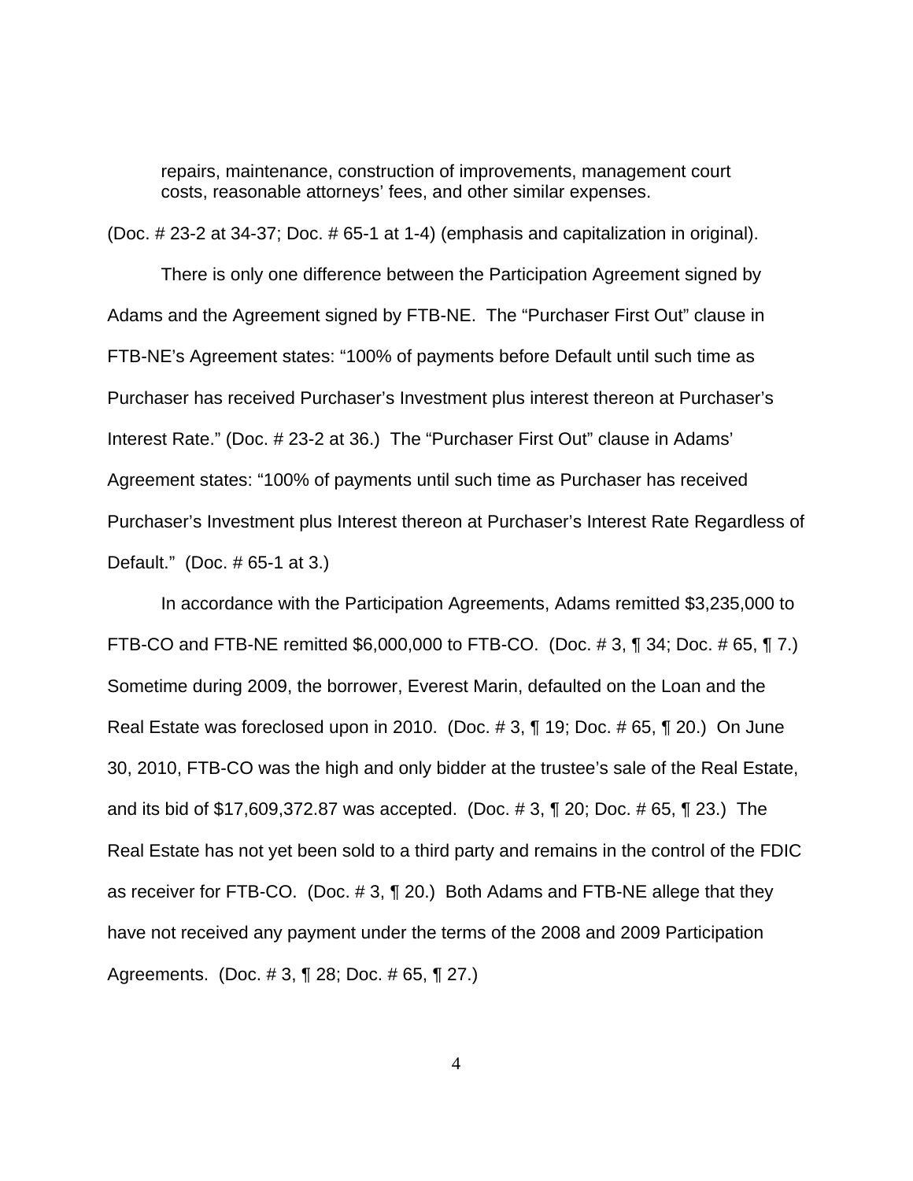> repairs, maintenance, construction of improvements, management court costs, reasonable attorneys' fees, and other similar expenses.

(Doc. # 23-2 at 34-37; Doc. # 65-1 at 1-4) (emphasis and capitalization in original).

There is only one difference between the Participation Agreement signed by Adams and the Agreement signed by FTB-NE. The "Purchaser First Out" clause in FTB-NE's Agreement states: "100% of payments before Default until such time as Purchaser has received Purchaser's Investment plus interest thereon at Purchaser's Interest Rate." (Doc. # 23-2 at 36.) The "Purchaser First Out" clause in Adams' Agreement states: "100% of payments until such time as Purchaser has received Purchaser's Investment plus Interest thereon at Purchaser's Interest Rate Regardless of Default." (Doc. # 65-1 at 3.)

In accordance with the Participation Agreements, Adams remitted $3,235,000 to FTB-CO and FTB-NE remitted $6,000,000 to FTB-CO. (Doc. # 3, ¶ 34; Doc. # 65, ¶ 7.) Sometime during 2009, the borrower, Everest Marin, defaulted on the Loan and the Real Estate was foreclosed upon in 2010. (Doc. # 3, ¶ 19; Doc. # 65, ¶ 20.) On June 30, 2010, FTB-CO was the high and only bidder at the trustee's sale of the Real Estate, and its bid of $17,609,372.87 was accepted. (Doc. # 3, ¶ 20; Doc. # 65, ¶ 23.) The Real Estate has not yet been sold to a third party and remains in the control of the FDIC as receiver for FTB-CO. (Doc. # 3, ¶ 20.) Both Adams and FTB-NE allege that they have not received any payment under the terms of the 2008 and 2009 Participation Agreements. (Doc. # 3, ¶ 28; Doc. # 65, ¶ 27.)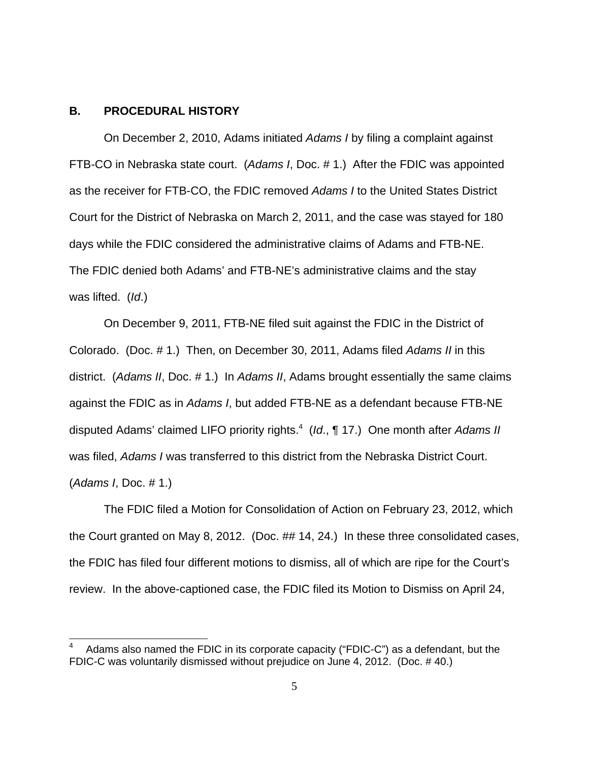## B. PROCEDURAL HISTORY

On December 2, 2010, Adams initiated *Adams I* by filing a complaint against FTB-CO in Nebraska state court. (*Adams I*, Doc. # 1.) After the FDIC was appointed as the receiver for FTB-CO, the FDIC removed *Adams I* to the United States District Court for the District of Nebraska on March 2, 2011, and the case was stayed for 180 days while the FDIC considered the administrative claims of Adams and FTB-NE. The FDIC denied both Adams' and FTB-NE's administrative claims and the stay was lifted. (*Id*.)

On December 9, 2011, FTB-NE filed suit against the FDIC in the District of Colorado. (Doc. # 1.) Then, on December 30, 2011, Adams filed *Adams II* in this district. (*Adams II*, Doc. # 1.) In *Adams II*, Adams brought essentially the same claims against the FDIC as in *Adams I*, but added FTB-NE as a defendant because FTB-NE disputed Adams' claimed LIFO priority rights.[4] (*Id*., ¶ 17.) One month after *Adams II* was filed, *Adams I* was transferred to this district from the Nebraska District Court. (*Adams I*, Doc. # 1.)

The FDIC filed a Motion for Consolidation of Action on February 23, 2012, which the Court granted on May 8, 2012. (Doc. ## 14, 24.) In these three consolidated cases, the FDIC has filed four different motions to dismiss, all of which are ripe for the Court's review. In the above-captioned case, the FDIC filed its Motion to Dismiss on April 24,

---

[4] Adams also named the FDIC in its corporate capacity ("FDIC-C") as a defendant, but the FDIC-C was voluntarily dismissed without prejudice on June 4, 2012. (Doc. # 40.)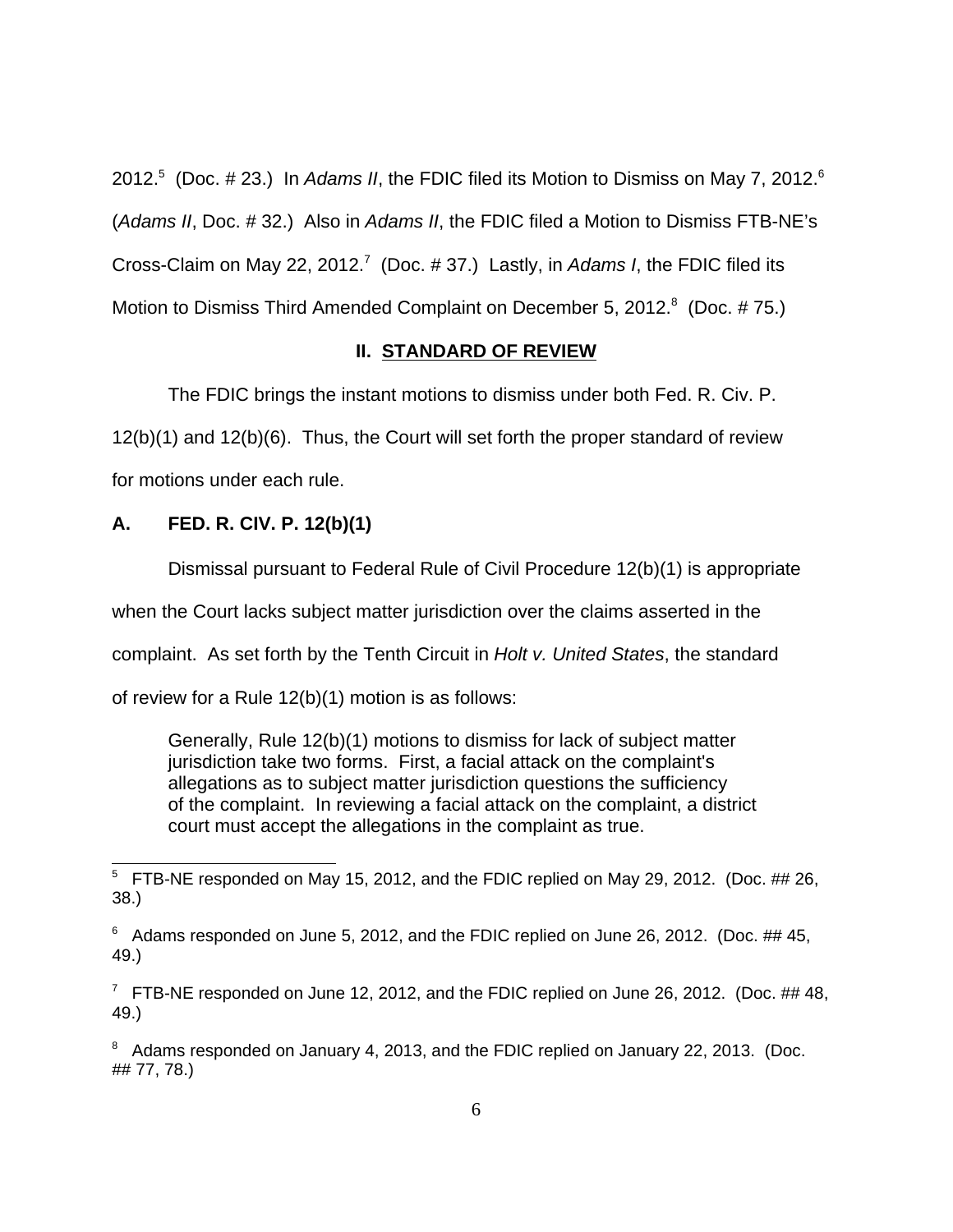2012.[5] (Doc. # 23.) In *Adams II*, the FDIC filed its Motion to Dismiss on May 7, 2012.[6] (*Adams II*, Doc. # 32.) Also in *Adams II*, the FDIC filed a Motion to Dismiss FTB-NE's Cross-Claim on May 22, 2012.[7] (Doc. # 37.) Lastly, in *Adams I*, the FDIC filed its Motion to Dismiss Third Amended Complaint on December 5, 2012.[8] (Doc. # 75.)

## II. STANDARD OF REVIEW

The FDIC brings the instant motions to dismiss under both Fed. R. Civ. P. 12(b)(1) and 12(b)(6). Thus, the Court will set forth the proper standard of review for motions under each rule.

### A. FED. R. CIV. P. 12(b)(1)

Dismissal pursuant to Federal Rule of Civil Procedure 12(b)(1) is appropriate when the Court lacks subject matter jurisdiction over the claims asserted in the complaint. As set forth by the Tenth Circuit in *Holt v. United States*, the standard of review for a Rule 12(b)(1) motion is as follows:

> Generally, Rule 12(b)(1) motions to dismiss for lack of subject matter jurisdiction take two forms. First, a facial attack on the complaint's allegations as to subject matter jurisdiction questions the sufficiency of the complaint. In reviewing a facial attack on the complaint, a district court must accept the allegations in the complaint as true.

---

[5] FTB-NE responded on May 15, 2012, and the FDIC replied on May 29, 2012. (Doc. ## 26, 38.)

[6] Adams responded on June 5, 2012, and the FDIC replied on June 26, 2012. (Doc. ## 45, 49.)

[7] FTB-NE responded on June 12, 2012, and the FDIC replied on June 26, 2012. (Doc. ## 48, 49.)

[8] Adams responded on January 4, 2013, and the FDIC replied on January 22, 2013. (Doc. ## 77, 78.)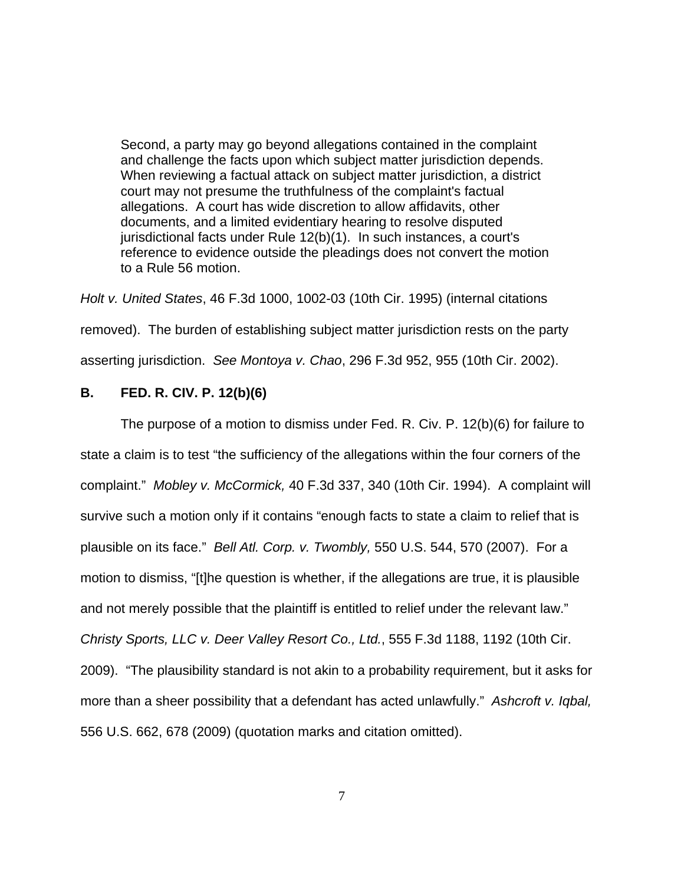> Second, a party may go beyond allegations contained in the complaint and challenge the facts upon which subject matter jurisdiction depends. When reviewing a factual attack on subject matter jurisdiction, a district court may not presume the truthfulness of the complaint's factual allegations. A court has wide discretion to allow affidavits, other documents, and a limited evidentiary hearing to resolve disputed jurisdictional facts under Rule 12(b)(1). In such instances, a court's reference to evidence outside the pleadings does not convert the motion to a Rule 56 motion.

*Holt v. United States*, 46 F.3d 1000, 1002-03 (10th Cir. 1995) (internal citations removed). The burden of establishing subject matter jurisdiction rests on the party asserting jurisdiction. *See Montoya v. Chao*, 296 F.3d 952, 955 (10th Cir. 2002).

**B. FED. R. CIV. P. 12(b)(6)**

The purpose of a motion to dismiss under Fed. R. Civ. P. 12(b)(6) for failure to state a claim is to test "the sufficiency of the allegations within the four corners of the complaint." *Mobley v. McCormick,* 40 F.3d 337, 340 (10th Cir. 1994). A complaint will survive such a motion only if it contains "enough facts to state a claim to relief that is plausible on its face." *Bell Atl. Corp. v. Twombly,* 550 U.S. 544, 570 (2007). For a motion to dismiss, "[t]he question is whether, if the allegations are true, it is plausible and not merely possible that the plaintiff is entitled to relief under the relevant law." *Christy Sports, LLC v. Deer Valley Resort Co., Ltd.*, 555 F.3d 1188, 1192 (10th Cir. 2009). "The plausibility standard is not akin to a probability requirement, but it asks for more than a sheer possibility that a defendant has acted unlawfully." *Ashcroft v. Iqbal,* 556 U.S. 662, 678 (2009) (quotation marks and citation omitted).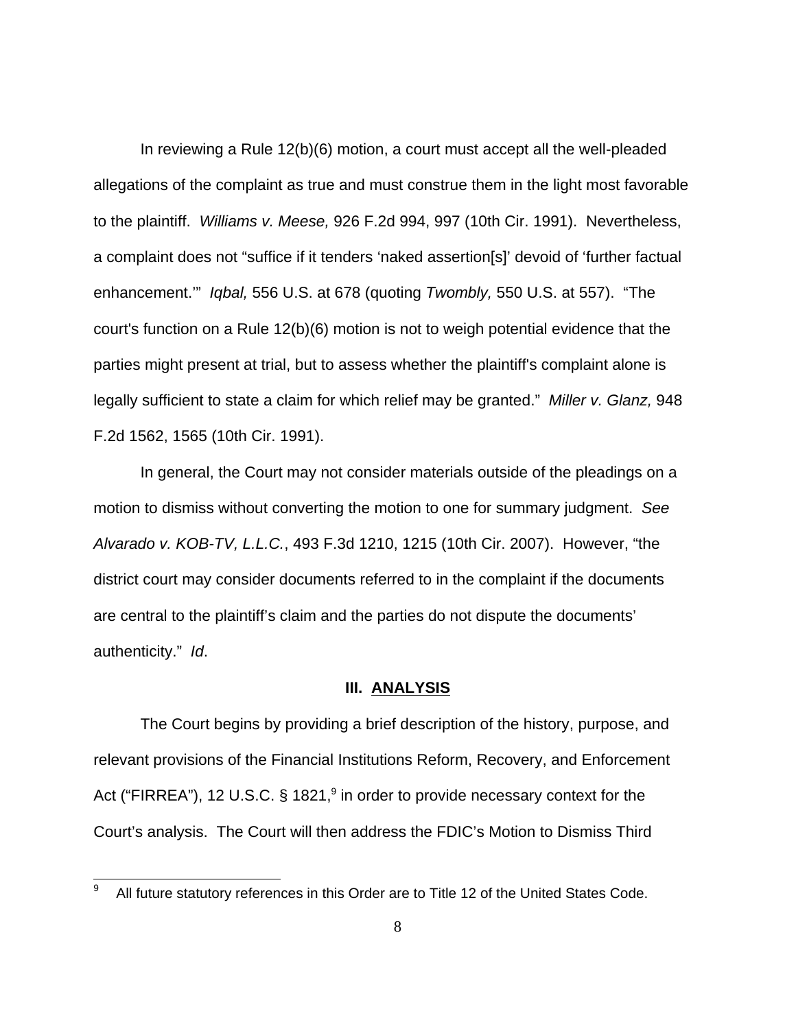In reviewing a Rule 12(b)(6) motion, a court must accept all the well-pleaded allegations of the complaint as true and must construe them in the light most favorable to the plaintiff. *Williams v. Meese,* 926 F.2d 994, 997 (10th Cir. 1991). Nevertheless, a complaint does not "suffice if it tenders 'naked assertion[s]' devoid of 'further factual enhancement.'" *Iqbal,* 556 U.S. at 678 (quoting *Twombly,* 550 U.S. at 557). "The court's function on a Rule 12(b)(6) motion is not to weigh potential evidence that the parties might present at trial, but to assess whether the plaintiff's complaint alone is legally sufficient to state a claim for which relief may be granted." *Miller v. Glanz,* 948 F.2d 1562, 1565 (10th Cir. 1991).

In general, the Court may not consider materials outside of the pleadings on a motion to dismiss without converting the motion to one for summary judgment. *See Alvarado v. KOB-TV, L.L.C.*, 493 F.3d 1210, 1215 (10th Cir. 2007). However, "the district court may consider documents referred to in the complaint if the documents are central to the plaintiff's claim and the parties do not dispute the documents' authenticity." *Id*.

## III. ANALYSIS

The Court begins by providing a brief description of the history, purpose, and relevant provisions of the Financial Institutions Reform, Recovery, and Enforcement Act ("FIRREA"), 12 U.S.C. § 1821,[9] in order to provide necessary context for the Court's analysis. The Court will then address the FDIC's Motion to Dismiss Third

---

[9] All future statutory references in this Order are to Title 12 of the United States Code.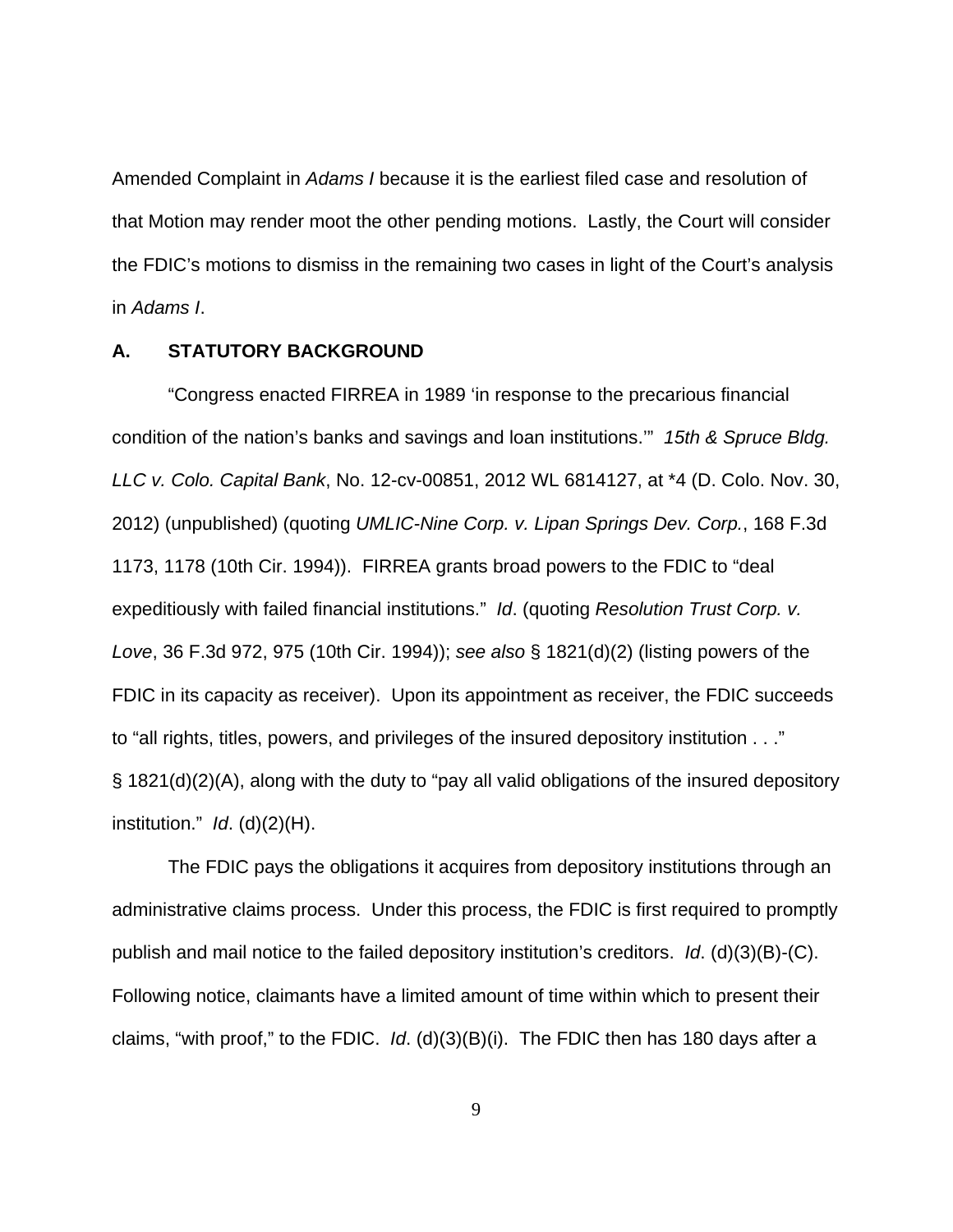Amended Complaint in *Adams I* because it is the earliest filed case and resolution of that Motion may render moot the other pending motions. Lastly, the Court will consider the FDIC's motions to dismiss in the remaining two cases in light of the Court's analysis in *Adams I*.

### A. STATUTORY BACKGROUND

"Congress enacted FIRREA in 1989 'in response to the precarious financial condition of the nation's banks and savings and loan institutions.'" *15th & Spruce Bldg. LLC v. Colo. Capital Bank*, No. 12-cv-00851, 2012 WL 6814127, at *4 (D. Colo. Nov. 30, 2012) (unpublished) (quoting *UMLIC-Nine Corp. v. Lipan Springs Dev. Corp.*, 168 F.3d 1173, 1178 (10th Cir. 1994)). FIRREA grants broad powers to the FDIC to "deal expeditiously with failed financial institutions." *Id*. (quoting *Resolution Trust Corp. v. Love*, 36 F.3d 972, 975 (10th Cir. 1994)); *see also* § 1821(d)(2) (listing powers of the FDIC in its capacity as receiver). Upon its appointment as receiver, the FDIC succeeds to "all rights, titles, powers, and privileges of the insured depository institution . . ." § 1821(d)(2)(A), along with the duty to "pay all valid obligations of the insured depository institution." *Id*. (d)(2)(H).

The FDIC pays the obligations it acquires from depository institutions through an administrative claims process. Under this process, the FDIC is first required to promptly publish and mail notice to the failed depository institution's creditors. *Id*. (d)(3)(B)-(C). Following notice, claimants have a limited amount of time within which to present their claims, "with proof," to the FDIC. *Id*. (d)(3)(B)(i). The FDIC then has 180 days after a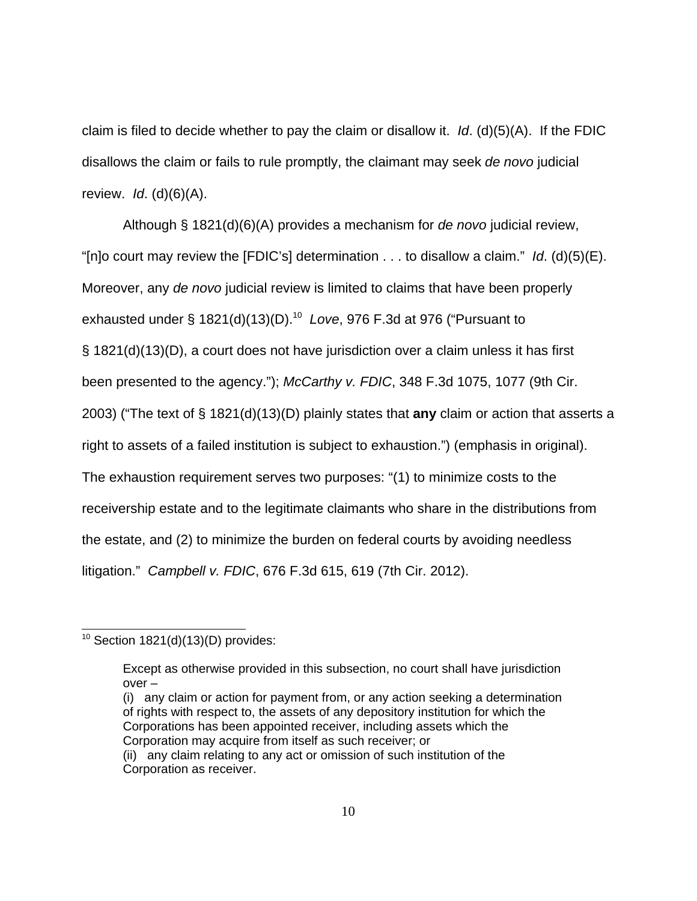claim is filed to decide whether to pay the claim or disallow it. *Id*. (d)(5)(A). If the FDIC disallows the claim or fails to rule promptly, the claimant may seek *de novo* judicial review. *Id*. (d)(6)(A).

Although § 1821(d)(6)(A) provides a mechanism for *de novo* judicial review, "[n]o court may review the [FDIC's] determination . . . to disallow a claim." *Id*. (d)(5)(E). Moreover, any *de novo* judicial review is limited to claims that have been properly exhausted under § 1821(d)(13)(D).[10] *Love*, 976 F.3d at 976 ("Pursuant to § 1821(d)(13)(D), a court does not have jurisdiction over a claim unless it has first been presented to the agency."); *McCarthy v. FDIC*, 348 F.3d 1075, 1077 (9th Cir. 2003) ("The text of § 1821(d)(13)(D) plainly states that **any** claim or action that asserts a right to assets of a failed institution is subject to exhaustion.") (emphasis in original). The exhaustion requirement serves two purposes: "(1) to minimize costs to the receivership estate and to the legitimate claimants who share in the distributions from the estate, and (2) to minimize the burden on federal courts by avoiding needless litigation." *Campbell v. FDIC*, 676 F.3d 615, 619 (7th Cir. 2012).

---

[10] Section 1821(d)(13)(D) provides:

> Except as otherwise provided in this subsection, no court shall have jurisdiction over –
> (i) any claim or action for payment from, or any action seeking a determination of rights with respect to, the assets of any depository institution for which the Corporations has been appointed receiver, including assets which the Corporation may acquire from itself as such receiver; or
> (ii) any claim relating to any act or omission of such institution of the Corporation as receiver.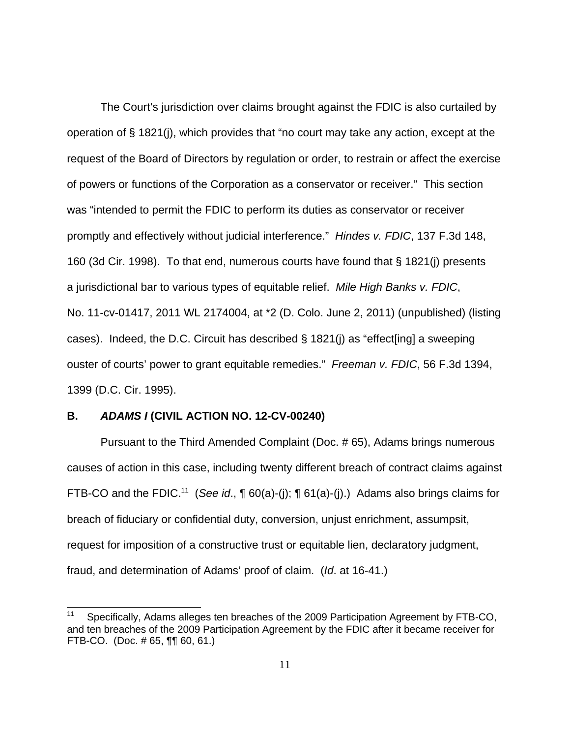The Court's jurisdiction over claims brought against the FDIC is also curtailed by operation of § 1821(j), which provides that "no court may take any action, except at the request of the Board of Directors by regulation or order, to restrain or affect the exercise of powers or functions of the Corporation as a conservator or receiver." This section was "intended to permit the FDIC to perform its duties as conservator or receiver promptly and effectively without judicial interference." *Hindes v. FDIC*, 137 F.3d 148, 160 (3d Cir. 1998). To that end, numerous courts have found that § 1821(j) presents a jurisdictional bar to various types of equitable relief. *Mile High Banks v. FDIC*, No. 11-cv-01417, 2011 WL 2174004, at *2 (D. Colo. June 2, 2011) (unpublished) (listing cases). Indeed, the D.C. Circuit has described § 1821(j) as "effect[ing] a sweeping ouster of courts' power to grant equitable remedies." *Freeman v. FDIC*, 56 F.3d 1394, 1399 (D.C. Cir. 1995).

### B. *ADAMS I* (CIVIL ACTION NO. 12-CV-00240)

Pursuant to the Third Amended Complaint (Doc. # 65), Adams brings numerous causes of action in this case, including twenty different breach of contract claims against FTB-CO and the FDIC.[11] (*See id*., ¶ 60(a)-(j); ¶ 61(a)-(j).) Adams also brings claims for breach of fiduciary or confidential duty, conversion, unjust enrichment, assumpsit, request for imposition of a constructive trust or equitable lien, declaratory judgment, fraud, and determination of Adams' proof of claim. (*Id*. at 16-41.)

---

[11] Specifically, Adams alleges ten breaches of the 2009 Participation Agreement by FTB-CO, and ten breaches of the 2009 Participation Agreement by the FDIC after it became receiver for FTB-CO. (Doc. # 65, ¶¶ 60, 61.)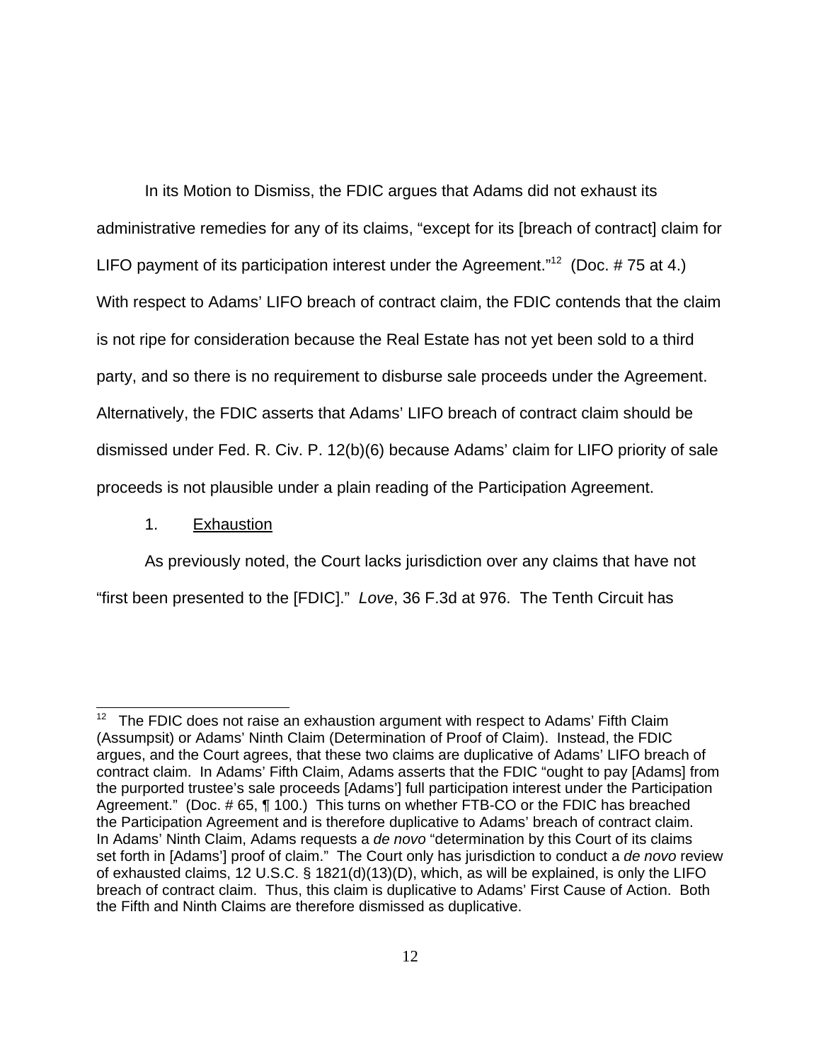In its Motion to Dismiss, the FDIC argues that Adams did not exhaust its administrative remedies for any of its claims, "except for its [breach of contract] claim for LIFO payment of its participation interest under the Agreement."[12] (Doc. # 75 at 4.) With respect to Adams' LIFO breach of contract claim, the FDIC contends that the claim is not ripe for consideration because the Real Estate has not yet been sold to a third party, and so there is no requirement to disburse sale proceeds under the Agreement. Alternatively, the FDIC asserts that Adams' LIFO breach of contract claim should be dismissed under Fed. R. Civ. P. 12(b)(6) because Adams' claim for LIFO priority of sale proceeds is not plausible under a plain reading of the Participation Agreement.

1. <u>Exhaustion</u>

As previously noted, the Court lacks jurisdiction over any claims that have not "first been presented to the [FDIC]." *Love*, 36 F.3d at 976. The Tenth Circuit has

---

[12] The FDIC does not raise an exhaustion argument with respect to Adams' Fifth Claim (Assumpsit) or Adams' Ninth Claim (Determination of Proof of Claim). Instead, the FDIC argues, and the Court agrees, that these two claims are duplicative of Adams' LIFO breach of contract claim. In Adams' Fifth Claim, Adams asserts that the FDIC "ought to pay [Adams] from the purported trustee's sale proceeds [Adams'] full participation interest under the Participation Agreement." (Doc. # 65, ¶ 100.) This turns on whether FTB-CO or the FDIC has breached the Participation Agreement and is therefore duplicative to Adams' breach of contract claim. In Adams' Ninth Claim, Adams requests a *de novo* "determination by this Court of its claims set forth in [Adams'] proof of claim." The Court only has jurisdiction to conduct a *de novo* review of exhausted claims, 12 U.S.C. § 1821(d)(13)(D), which, as will be explained, is only the LIFO breach of contract claim. Thus, this claim is duplicative to Adams' First Cause of Action. Both the Fifth and Ninth Claims are therefore dismissed as duplicative.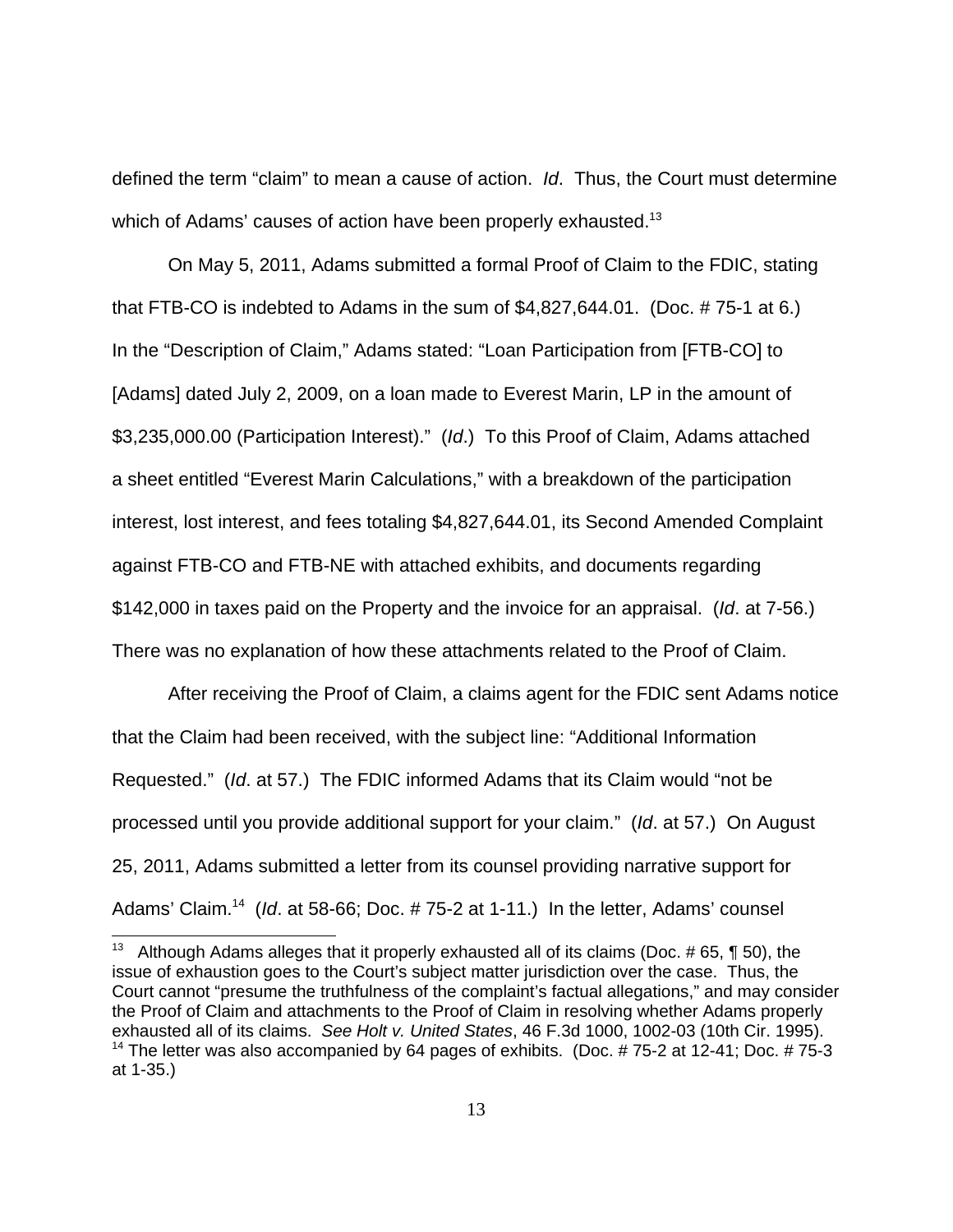defined the term "claim" to mean a cause of action. *Id*. Thus, the Court must determine which of Adams' causes of action have been properly exhausted.[13]

On May 5, 2011, Adams submitted a formal Proof of Claim to the FDIC, stating that FTB-CO is indebted to Adams in the sum of $4,827,644.01. (Doc. # 75-1 at 6.) In the "Description of Claim," Adams stated: "Loan Participation from [FTB-CO] to [Adams] dated July 2, 2009, on a loan made to Everest Marin, LP in the amount of $3,235,000.00 (Participation Interest)." (*Id*.) To this Proof of Claim, Adams attached a sheet entitled "Everest Marin Calculations," with a breakdown of the participation interest, lost interest, and fees totaling $4,827,644.01, its Second Amended Complaint against FTB-CO and FTB-NE with attached exhibits, and documents regarding $142,000 in taxes paid on the Property and the invoice for an appraisal. (*Id*. at 7-56.) There was no explanation of how these attachments related to the Proof of Claim.

After receiving the Proof of Claim, a claims agent for the FDIC sent Adams notice that the Claim had been received, with the subject line: "Additional Information Requested." (*Id*. at 57.) The FDIC informed Adams that its Claim would "not be processed until you provide additional support for your claim." (*Id*. at 57.) On August 25, 2011, Adams submitted a letter from its counsel providing narrative support for Adams' Claim.[14] (*Id*. at 58-66; Doc. # 75-2 at 1-11.) In the letter, Adams' counsel

---

[13] Although Adams alleges that it properly exhausted all of its claims (Doc. # 65, ¶ 50), the issue of exhaustion goes to the Court's subject matter jurisdiction over the case. Thus, the Court cannot "presume the truthfulness of the complaint's factual allegations," and may consider the Proof of Claim and attachments to the Proof of Claim in resolving whether Adams properly exhausted all of its claims. *See Holt v. United States*, 46 F.3d 1000, 1002-03 (10th Cir. 1995).

[14] The letter was also accompanied by 64 pages of exhibits. (Doc. # 75-2 at 12-41; Doc. # 75-3 at 1-35.)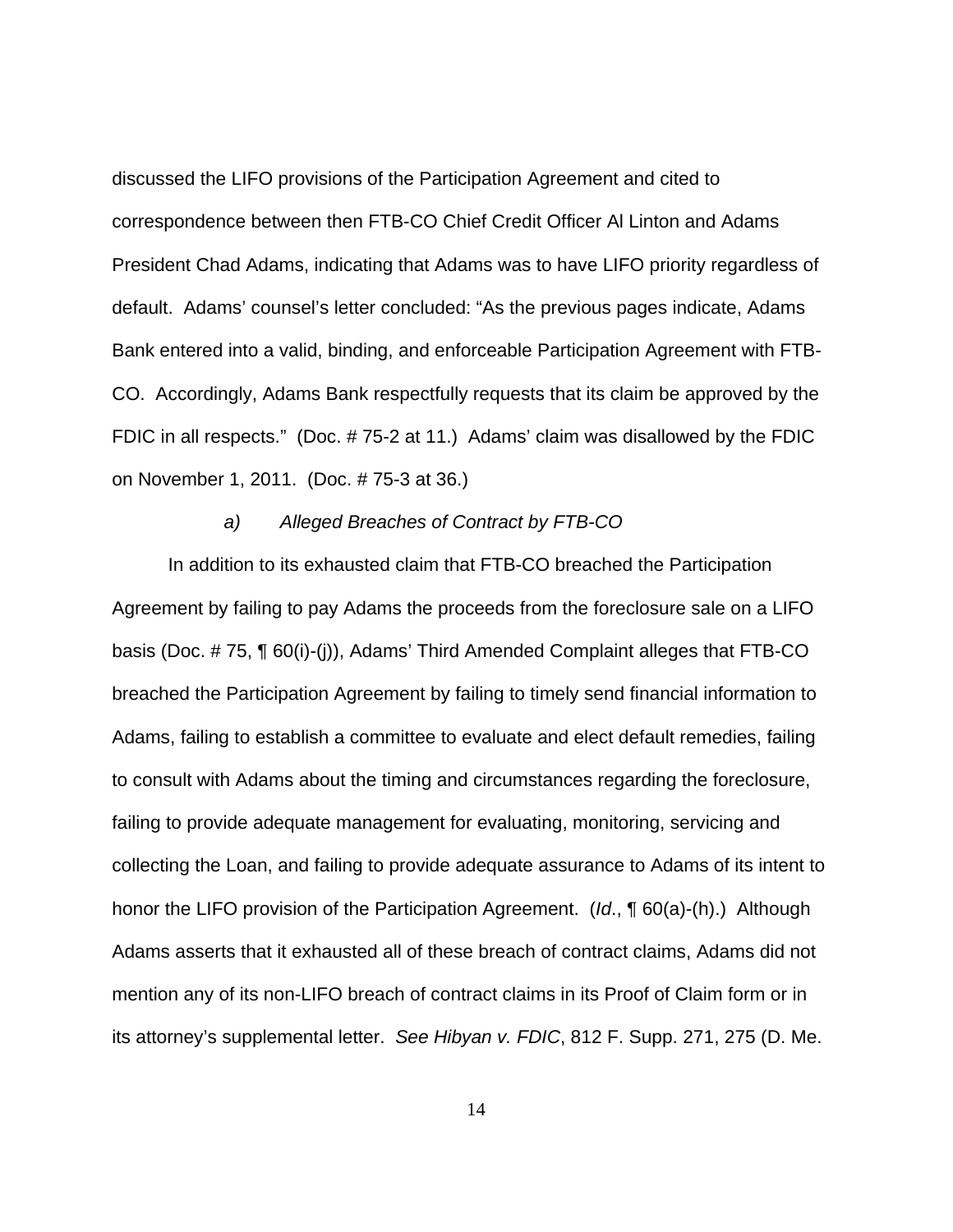discussed the LIFO provisions of the Participation Agreement and cited to correspondence between then FTB-CO Chief Credit Officer Al Linton and Adams President Chad Adams, indicating that Adams was to have LIFO priority regardless of default. Adams' counsel's letter concluded: "As the previous pages indicate, Adams Bank entered into a valid, binding, and enforceable Participation Agreement with FTB-CO. Accordingly, Adams Bank respectfully requests that its claim be approved by the FDIC in all respects." (Doc. # 75-2 at 11.) Adams' claim was disallowed by the FDIC on November 1, 2011. (Doc. # 75-3 at 36.)

*a) Alleged Breaches of Contract by FTB-CO*

In addition to its exhausted claim that FTB-CO breached the Participation Agreement by failing to pay Adams the proceeds from the foreclosure sale on a LIFO basis (Doc. # 75, ¶ 60(i)-(j)), Adams' Third Amended Complaint alleges that FTB-CO breached the Participation Agreement by failing to timely send financial information to Adams, failing to establish a committee to evaluate and elect default remedies, failing to consult with Adams about the timing and circumstances regarding the foreclosure, failing to provide adequate management for evaluating, monitoring, servicing and collecting the Loan, and failing to provide adequate assurance to Adams of its intent to honor the LIFO provision of the Participation Agreement. (*Id.*, ¶ 60(a)-(h).) Although Adams asserts that it exhausted all of these breach of contract claims, Adams did not mention any of its non-LIFO breach of contract claims in its Proof of Claim form or in its attorney's supplemental letter. *See Hibyan v. FDIC*, 812 F. Supp. 271, 275 (D. Me.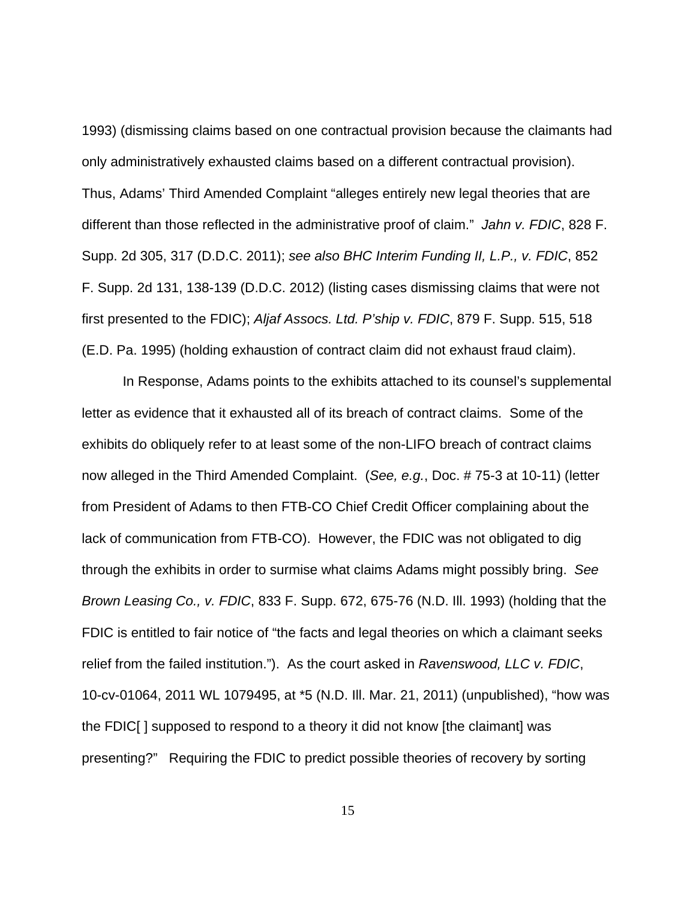1993) (dismissing claims based on one contractual provision because the claimants had only administratively exhausted claims based on a different contractual provision). Thus, Adams' Third Amended Complaint "alleges entirely new legal theories that are different than those reflected in the administrative proof of claim." *Jahn v. FDIC*, 828 F. Supp. 2d 305, 317 (D.D.C. 2011); *see also BHC Interim Funding II, L.P., v. FDIC*, 852 F. Supp. 2d 131, 138-139 (D.D.C. 2012) (listing cases dismissing claims that were not first presented to the FDIC); *Aljaf Assocs. Ltd. P'ship v. FDIC*, 879 F. Supp. 515, 518 (E.D. Pa. 1995) (holding exhaustion of contract claim did not exhaust fraud claim).

In Response, Adams points to the exhibits attached to its counsel's supplemental letter as evidence that it exhausted all of its breach of contract claims. Some of the exhibits do obliquely refer to at least some of the non-LIFO breach of contract claims now alleged in the Third Amended Complaint. (*See, e.g.*, Doc. # 75-3 at 10-11) (letter from President of Adams to then FTB-CO Chief Credit Officer complaining about the lack of communication from FTB-CO). However, the FDIC was not obligated to dig through the exhibits in order to surmise what claims Adams might possibly bring. *See Brown Leasing Co., v. FDIC*, 833 F. Supp. 672, 675-76 (N.D. Ill. 1993) (holding that the FDIC is entitled to fair notice of "the facts and legal theories on which a claimant seeks relief from the failed institution."). As the court asked in *Ravenswood, LLC v. FDIC*, 10-cv-01064, 2011 WL 1079495, at *5 (N.D. Ill. Mar. 21, 2011) (unpublished), "how was the FDIC[ ] supposed to respond to a theory it did not know [the claimant] was presenting?" Requiring the FDIC to predict possible theories of recovery by sorting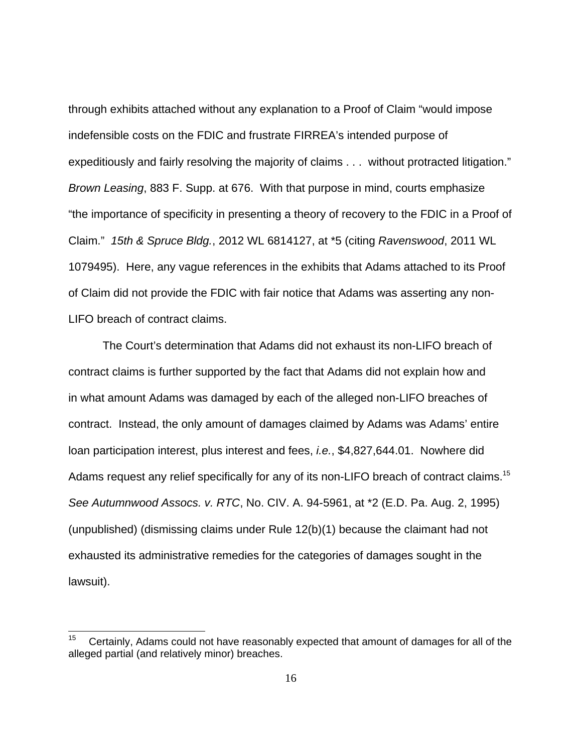through exhibits attached without any explanation to a Proof of Claim "would impose indefensible costs on the FDIC and frustrate FIRREA's intended purpose of expeditiously and fairly resolving the majority of claims . . . without protracted litigation." *Brown Leasing*, 883 F. Supp. at 676. With that purpose in mind, courts emphasize "the importance of specificity in presenting a theory of recovery to the FDIC in a Proof of Claim." *15th & Spruce Bldg.*, 2012 WL 6814127, at *5 (citing *Ravenswood*, 2011 WL 1079495). Here, any vague references in the exhibits that Adams attached to its Proof of Claim did not provide the FDIC with fair notice that Adams was asserting any non-LIFO breach of contract claims.

The Court's determination that Adams did not exhaust its non-LIFO breach of contract claims is further supported by the fact that Adams did not explain how and in what amount Adams was damaged by each of the alleged non-LIFO breaches of contract. Instead, the only amount of damages claimed by Adams was Adams' entire loan participation interest, plus interest and fees, *i.e.*, $4,827,644.01. Nowhere did Adams request any relief specifically for any of its non-LIFO breach of contract claims.[15] *See Autumnwood Assocs. v. RTC*, No. CIV. A. 94-5961, at *2 (E.D. Pa. Aug. 2, 1995) (unpublished) (dismissing claims under Rule 12(b)(1) because the claimant had not exhausted its administrative remedies for the categories of damages sought in the lawsuit).

---

[15] Certainly, Adams could not have reasonably expected that amount of damages for all of the alleged partial (and relatively minor) breaches.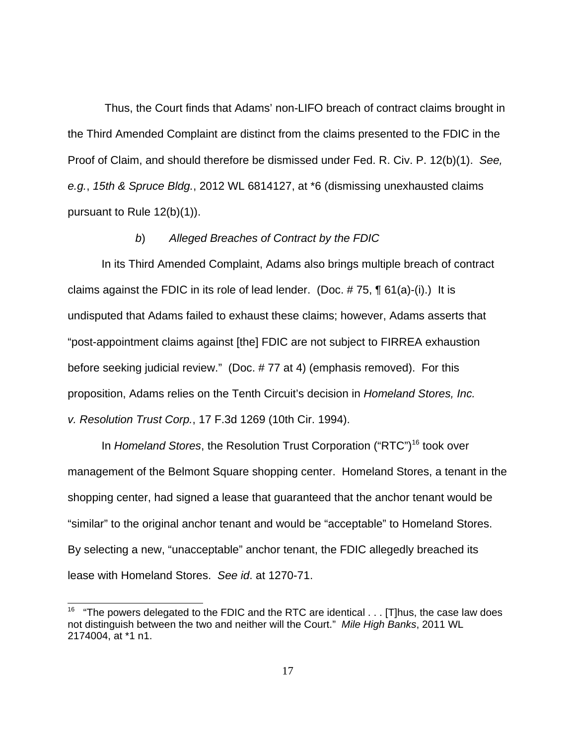Thus, the Court finds that Adams' non-LIFO breach of contract claims brought in the Third Amended Complaint are distinct from the claims presented to the FDIC in the Proof of Claim, and should therefore be dismissed under Fed. R. Civ. P. 12(b)(1). *See, e.g.*, *15th & Spruce Bldg.*, 2012 WL 6814127, at *6 (dismissing unexhausted claims pursuant to Rule 12(b)(1)).

*b*) *Alleged Breaches of Contract by the FDIC*

In its Third Amended Complaint, Adams also brings multiple breach of contract claims against the FDIC in its role of lead lender. (Doc. # 75, ¶ 61(a)-(i).) It is undisputed that Adams failed to exhaust these claims; however, Adams asserts that "post-appointment claims against [the] FDIC are not subject to FIRREA exhaustion before seeking judicial review." (Doc. # 77 at 4) (emphasis removed). For this proposition, Adams relies on the Tenth Circuit's decision in *Homeland Stores, Inc. v. Resolution Trust Corp.*, 17 F.3d 1269 (10th Cir. 1994).

In *Homeland Stores*, the Resolution Trust Corporation ("RTC")[16] took over management of the Belmont Square shopping center. Homeland Stores, a tenant in the shopping center, had signed a lease that guaranteed that the anchor tenant would be "similar" to the original anchor tenant and would be "acceptable" to Homeland Stores. By selecting a new, "unacceptable" anchor tenant, the FDIC allegedly breached its lease with Homeland Stores. *See id*. at 1270-71.

[16] "The powers delegated to the FDIC and the RTC are identical . . . [T]hus, the case law does not distinguish between the two and neither will the Court." *Mile High Banks*, 2011 WL 2174004, at *1 n1.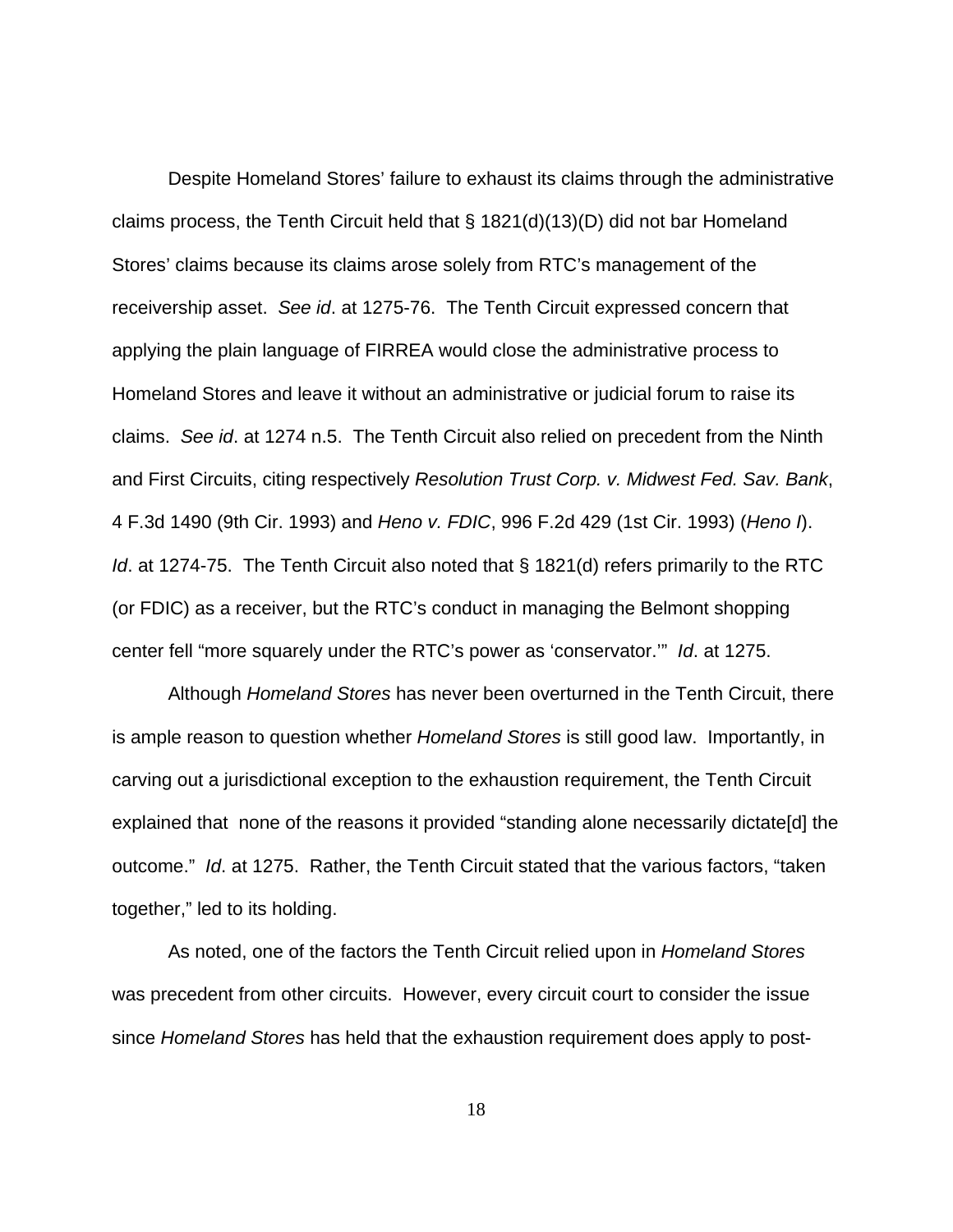Despite Homeland Stores' failure to exhaust its claims through the administrative claims process, the Tenth Circuit held that § 1821(d)(13)(D) did not bar Homeland Stores' claims because its claims arose solely from RTC's management of the receivership asset. *See id*. at 1275-76. The Tenth Circuit expressed concern that applying the plain language of FIRREA would close the administrative process to Homeland Stores and leave it without an administrative or judicial forum to raise its claims. *See id*. at 1274 n.5. The Tenth Circuit also relied on precedent from the Ninth and First Circuits, citing respectively *Resolution Trust Corp. v. Midwest Fed. Sav. Bank*, 4 F.3d 1490 (9th Cir. 1993) and *Heno v. FDIC*, 996 F.2d 429 (1st Cir. 1993) (*Heno I*). *Id*. at 1274-75. The Tenth Circuit also noted that § 1821(d) refers primarily to the RTC (or FDIC) as a receiver, but the RTC's conduct in managing the Belmont shopping center fell "more squarely under the RTC's power as 'conservator.'" *Id*. at 1275.

Although *Homeland Stores* has never been overturned in the Tenth Circuit, there is ample reason to question whether *Homeland Stores* is still good law. Importantly, in carving out a jurisdictional exception to the exhaustion requirement, the Tenth Circuit explained that none of the reasons it provided "standing alone necessarily dictate[d] the outcome." *Id*. at 1275. Rather, the Tenth Circuit stated that the various factors, "taken together," led to its holding.

As noted, one of the factors the Tenth Circuit relied upon in *Homeland Stores* was precedent from other circuits. However, every circuit court to consider the issue since *Homeland Stores* has held that the exhaustion requirement does apply to post-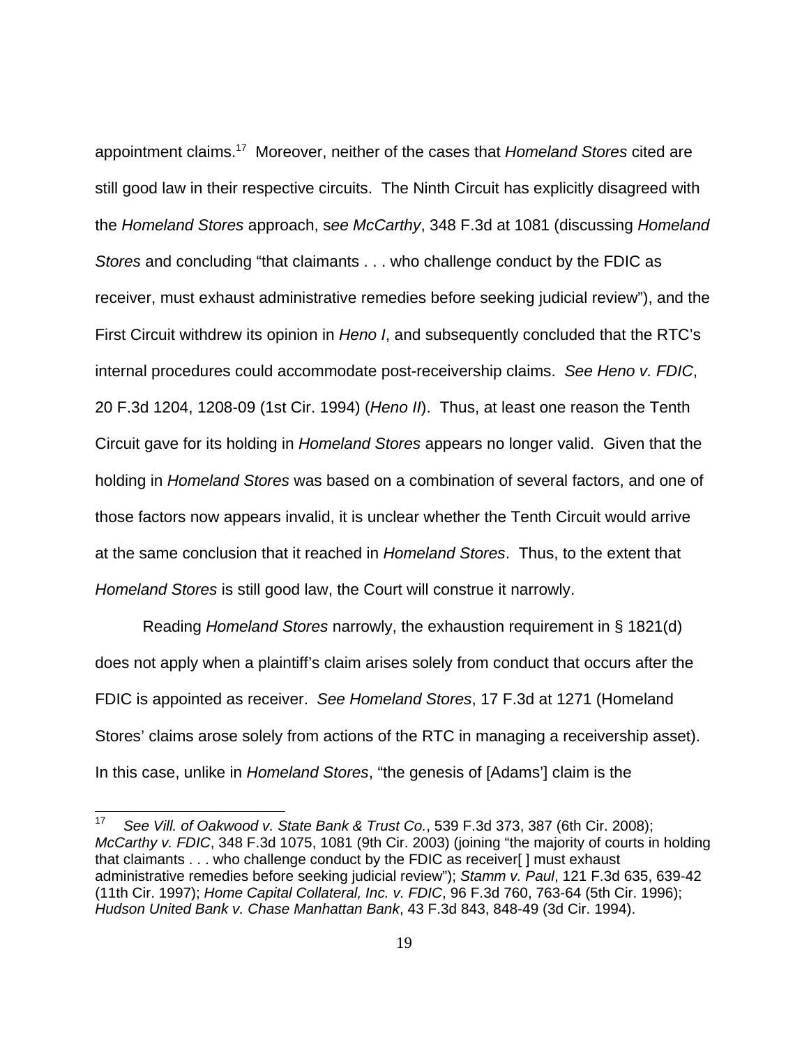appointment claims.[17] Moreover, neither of the cases that *Homeland Stores* cited are still good law in their respective circuits. The Ninth Circuit has explicitly disagreed with the *Homeland Stores* approach, s*ee McCarthy*, 348 F.3d at 1081 (discussing *Homeland Stores* and concluding "that claimants . . . who challenge conduct by the FDIC as receiver, must exhaust administrative remedies before seeking judicial review"), and the First Circuit withdrew its opinion in *Heno I*, and subsequently concluded that the RTC's internal procedures could accommodate post-receivership claims. *See Heno v. FDIC*, 20 F.3d 1204, 1208-09 (1st Cir. 1994) (*Heno II*). Thus, at least one reason the Tenth Circuit gave for its holding in *Homeland Stores* appears no longer valid. Given that the holding in *Homeland Stores* was based on a combination of several factors, and one of those factors now appears invalid, it is unclear whether the Tenth Circuit would arrive at the same conclusion that it reached in *Homeland Stores*. Thus, to the extent that *Homeland Stores* is still good law, the Court will construe it narrowly.

Reading *Homeland Stores* narrowly, the exhaustion requirement in § 1821(d) does not apply when a plaintiff's claim arises solely from conduct that occurs after the FDIC is appointed as receiver. *See Homeland Stores*, 17 F.3d at 1271 (Homeland Stores' claims arose solely from actions of the RTC in managing a receivership asset). In this case, unlike in *Homeland Stores*, "the genesis of [Adams'] claim is the

---

[17] *See Vill. of Oakwood v. State Bank & Trust Co.*, 539 F.3d 373, 387 (6th Cir. 2008); *McCarthy v. FDIC*, 348 F.3d 1075, 1081 (9th Cir. 2003) (joining "the majority of courts in holding that claimants . . . who challenge conduct by the FDIC as receiver[ ] must exhaust administrative remedies before seeking judicial review"); *Stamm v. Paul*, 121 F.3d 635, 639-42 (11th Cir. 1997); *Home Capital Collateral, Inc. v. FDIC*, 96 F.3d 760, 763-64 (5th Cir. 1996); *Hudson United Bank v. Chase Manhattan Bank*, 43 F.3d 843, 848-49 (3d Cir. 1994).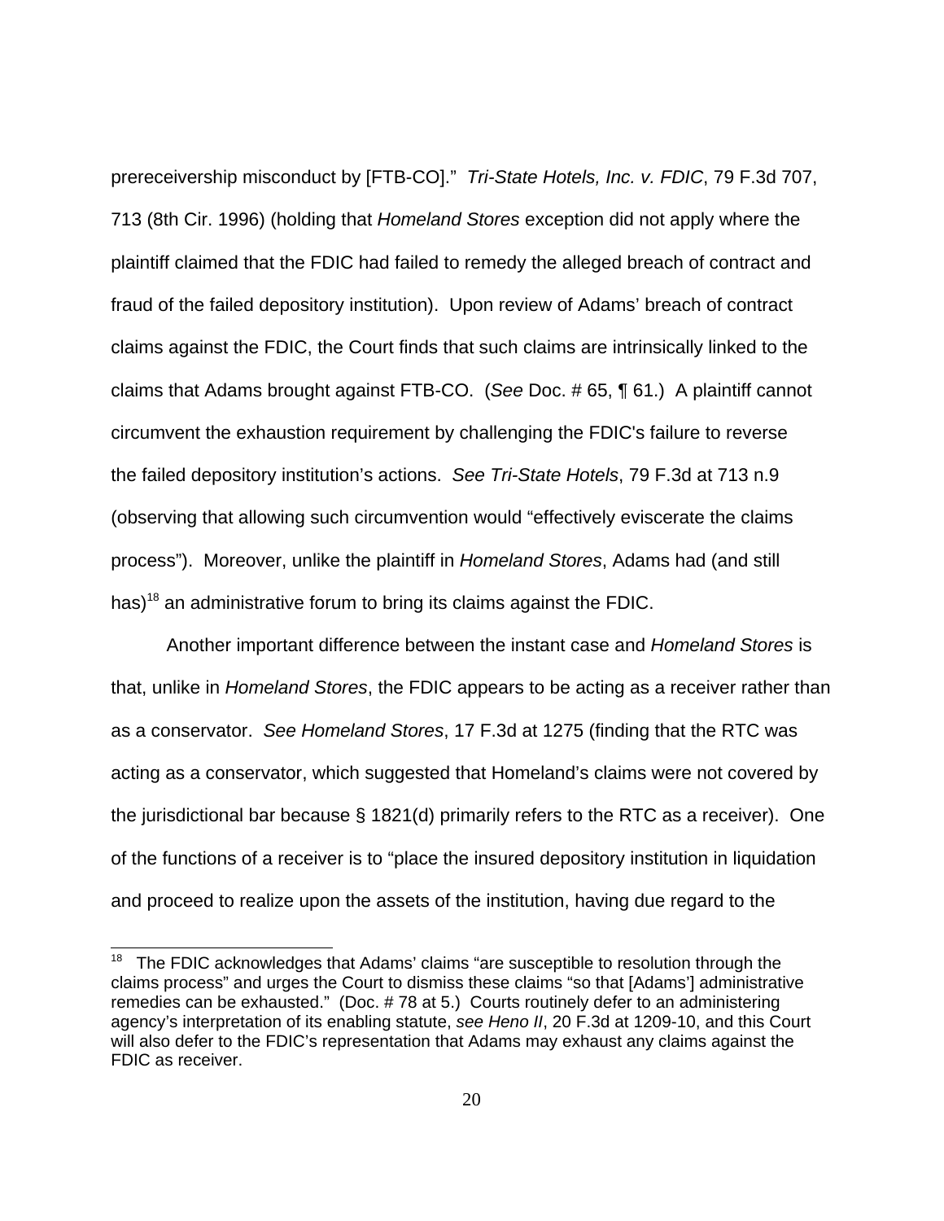prereceivership misconduct by [FTB-CO]." *Tri-State Hotels, Inc. v. FDIC*, 79 F.3d 707, 713 (8th Cir. 1996) (holding that *Homeland Stores* exception did not apply where the plaintiff claimed that the FDIC had failed to remedy the alleged breach of contract and fraud of the failed depository institution). Upon review of Adams' breach of contract claims against the FDIC, the Court finds that such claims are intrinsically linked to the claims that Adams brought against FTB-CO. (*See* Doc. # 65, ¶ 61.) A plaintiff cannot circumvent the exhaustion requirement by challenging the FDIC's failure to reverse the failed depository institution's actions. *See Tri-State Hotels*, 79 F.3d at 713 n.9 (observing that allowing such circumvention would "effectively eviscerate the claims process"). Moreover, unlike the plaintiff in *Homeland Stores*, Adams had (and still has)[18] an administrative forum to bring its claims against the FDIC.

Another important difference between the instant case and *Homeland Stores* is that, unlike in *Homeland Stores*, the FDIC appears to be acting as a receiver rather than as a conservator. *See Homeland Stores*, 17 F.3d at 1275 (finding that the RTC was acting as a conservator, which suggested that Homeland's claims were not covered by the jurisdictional bar because § 1821(d) primarily refers to the RTC as a receiver). One of the functions of a receiver is to "place the insured depository institution in liquidation and proceed to realize upon the assets of the institution, having due regard to the

---

[18] The FDIC acknowledges that Adams' claims "are susceptible to resolution through the claims process" and urges the Court to dismiss these claims "so that [Adams'] administrative remedies can be exhausted." (Doc. # 78 at 5.) Courts routinely defer to an administering agency's interpretation of its enabling statute, *see Heno II*, 20 F.3d at 1209-10, and this Court will also defer to the FDIC's representation that Adams may exhaust any claims against the FDIC as receiver.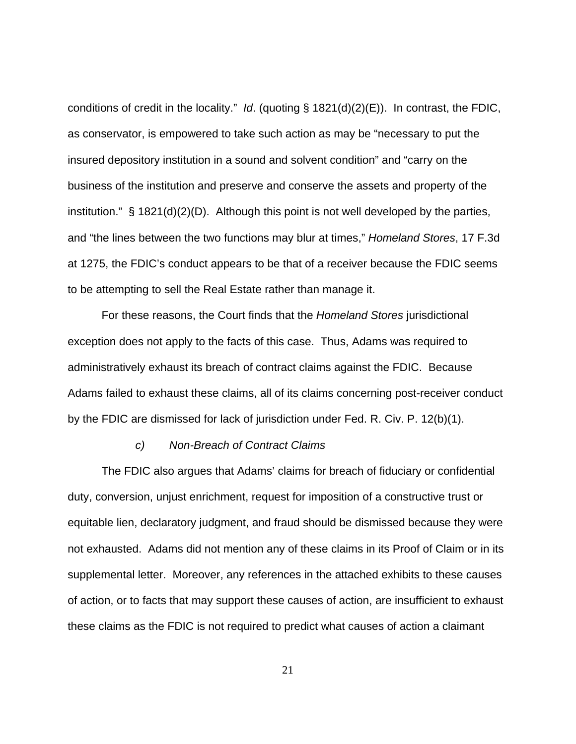conditions of credit in the locality." *Id*. (quoting § 1821(d)(2)(E)). In contrast, the FDIC, as conservator, is empowered to take such action as may be "necessary to put the insured depository institution in a sound and solvent condition" and "carry on the business of the institution and preserve and conserve the assets and property of the institution." § 1821(d)(2)(D). Although this point is not well developed by the parties, and "the lines between the two functions may blur at times," *Homeland Stores*, 17 F.3d at 1275, the FDIC's conduct appears to be that of a receiver because the FDIC seems to be attempting to sell the Real Estate rather than manage it.

For these reasons, the Court finds that the *Homeland Stores* jurisdictional exception does not apply to the facts of this case. Thus, Adams was required to administratively exhaust its breach of contract claims against the FDIC. Because Adams failed to exhaust these claims, all of its claims concerning post-receiver conduct by the FDIC are dismissed for lack of jurisdiction under Fed. R. Civ. P. 12(b)(1).

*c) Non-Breach of Contract Claims*

The FDIC also argues that Adams' claims for breach of fiduciary or confidential duty, conversion, unjust enrichment, request for imposition of a constructive trust or equitable lien, declaratory judgment, and fraud should be dismissed because they were not exhausted. Adams did not mention any of these claims in its Proof of Claim or in its supplemental letter. Moreover, any references in the attached exhibits to these causes of action, or to facts that may support these causes of action, are insufficient to exhaust these claims as the FDIC is not required to predict what causes of action a claimant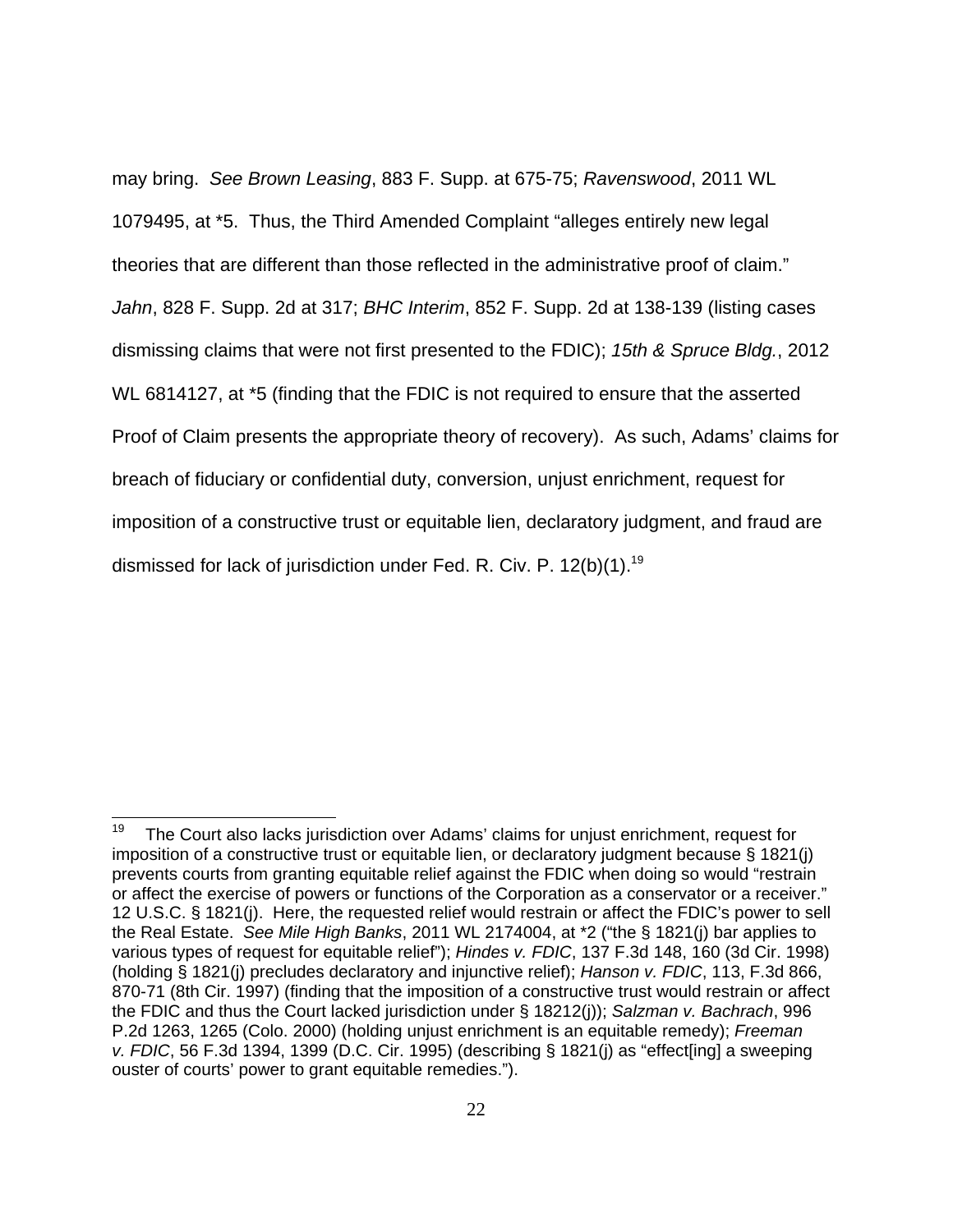may bring. *See Brown Leasing*, 883 F. Supp. at 675-75; *Ravenswood*, 2011 WL 1079495, at *5. Thus, the Third Amended Complaint "alleges entirely new legal theories that are different than those reflected in the administrative proof of claim." *Jahn*, 828 F. Supp. 2d at 317; *BHC Interim*, 852 F. Supp. 2d at 138-139 (listing cases dismissing claims that were not first presented to the FDIC); *15th & Spruce Bldg.*, 2012 WL 6814127, at *5 (finding that the FDIC is not required to ensure that the asserted Proof of Claim presents the appropriate theory of recovery). As such, Adams' claims for breach of fiduciary or confidential duty, conversion, unjust enrichment, request for imposition of a constructive trust or equitable lien, declaratory judgment, and fraud are dismissed for lack of jurisdiction under Fed. R. Civ. P. 12(b)(1).[19]

---

[19] The Court also lacks jurisdiction over Adams' claims for unjust enrichment, request for imposition of a constructive trust or equitable lien, or declaratory judgment because § 1821(j) prevents courts from granting equitable relief against the FDIC when doing so would "restrain or affect the exercise of powers or functions of the Corporation as a conservator or a receiver." 12 U.S.C. § 1821(j). Here, the requested relief would restrain or affect the FDIC's power to sell the Real Estate. *See Mile High Banks*, 2011 WL 2174004, at *2 ("the § 1821(j) bar applies to various types of request for equitable relief"); *Hindes v. FDIC*, 137 F.3d 148, 160 (3d Cir. 1998) (holding § 1821(j) precludes declaratory and injunctive relief); *Hanson v. FDIC*, 113, F.3d 866, 870-71 (8th Cir. 1997) (finding that the imposition of a constructive trust would restrain or affect the FDIC and thus the Court lacked jurisdiction under § 18212(j)); *Salzman v. Bachrach*, 996 P.2d 1263, 1265 (Colo. 2000) (holding unjust enrichment is an equitable remedy); *Freeman v. FDIC*, 56 F.3d 1394, 1399 (D.C. Cir. 1995) (describing § 1821(j) as "effect[ing] a sweeping ouster of courts' power to grant equitable remedies.").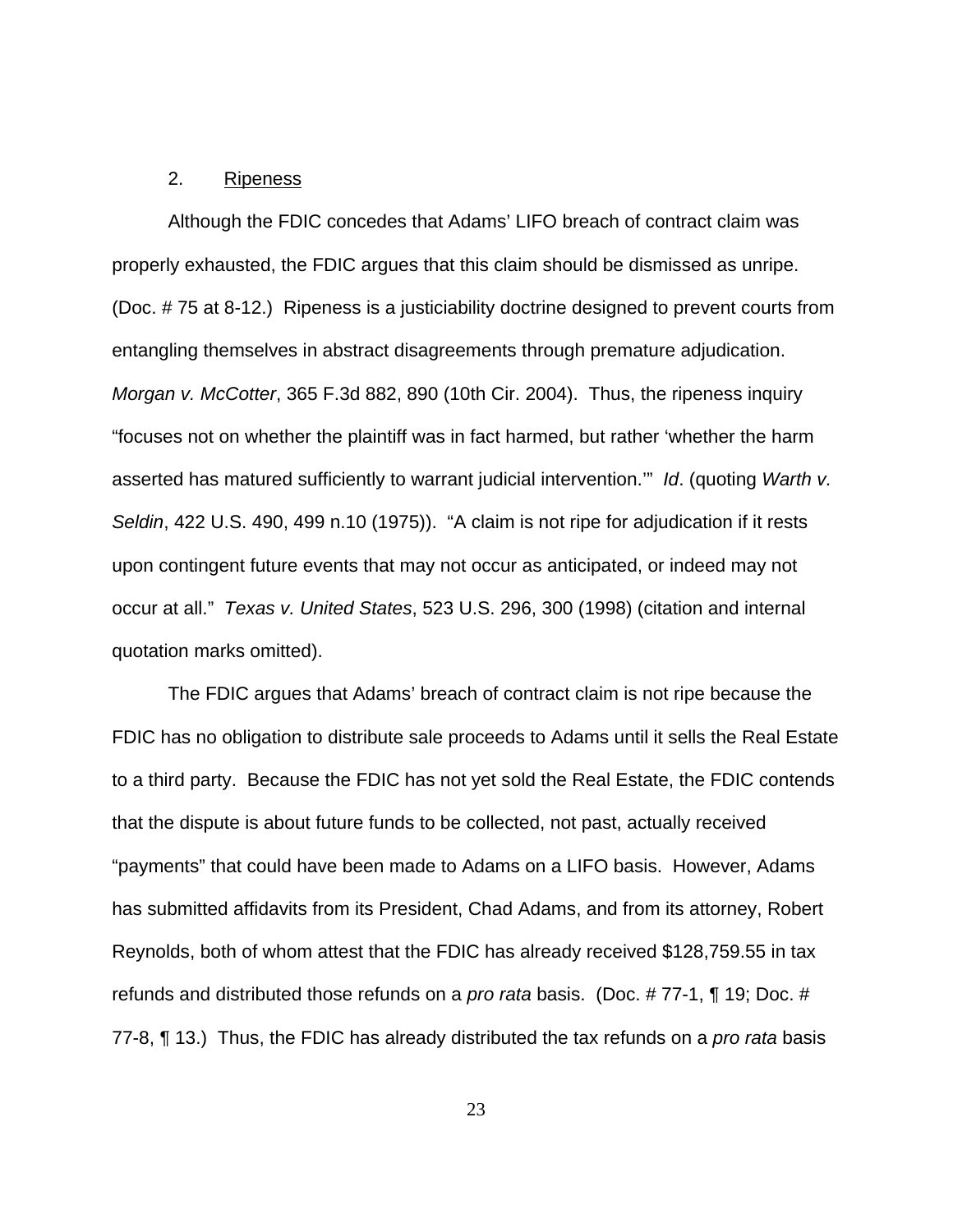2. Ripeness

Although the FDIC concedes that Adams' LIFO breach of contract claim was properly exhausted, the FDIC argues that this claim should be dismissed as unripe. (Doc. # 75 at 8-12.) Ripeness is a justiciability doctrine designed to prevent courts from entangling themselves in abstract disagreements through premature adjudication. *Morgan v. McCotter*, 365 F.3d 882, 890 (10th Cir. 2004). Thus, the ripeness inquiry "focuses not on whether the plaintiff was in fact harmed, but rather 'whether the harm asserted has matured sufficiently to warrant judicial intervention.'" *Id*. (quoting *Warth v. Seldin*, 422 U.S. 490, 499 n.10 (1975)). "A claim is not ripe for adjudication if it rests upon contingent future events that may not occur as anticipated, or indeed may not occur at all." *Texas v. United States*, 523 U.S. 296, 300 (1998) (citation and internal quotation marks omitted).

The FDIC argues that Adams' breach of contract claim is not ripe because the FDIC has no obligation to distribute sale proceeds to Adams until it sells the Real Estate to a third party. Because the FDIC has not yet sold the Real Estate, the FDIC contends that the dispute is about future funds to be collected, not past, actually received "payments" that could have been made to Adams on a LIFO basis. However, Adams has submitted affidavits from its President, Chad Adams, and from its attorney, Robert Reynolds, both of whom attest that the FDIC has already received $128,759.55 in tax refunds and distributed those refunds on a *pro rata* basis. (Doc. # 77-1, ¶ 19; Doc. # 77-8, ¶ 13.) Thus, the FDIC has already distributed the tax refunds on a *pro rata* basis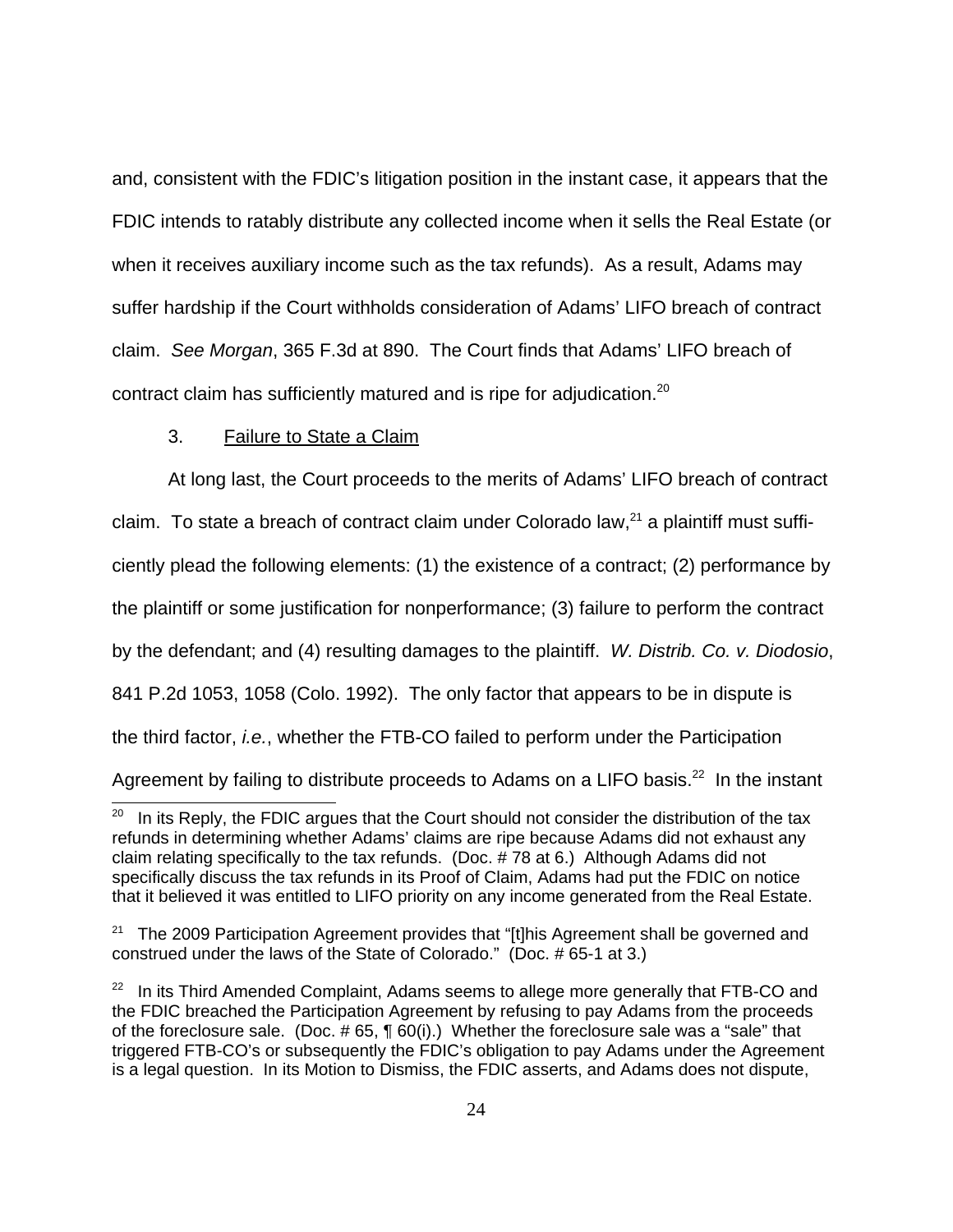and, consistent with the FDIC's litigation position in the instant case, it appears that the FDIC intends to ratably distribute any collected income when it sells the Real Estate (or when it receives auxiliary income such as the tax refunds). As a result, Adams may suffer hardship if the Court withholds consideration of Adams' LIFO breach of contract claim. *See Morgan*, 365 F.3d at 890. The Court finds that Adams' LIFO breach of contract claim has sufficiently matured and is ripe for adjudication.[20]

3. Failure to State a Claim

At long last, the Court proceeds to the merits of Adams' LIFO breach of contract claim. To state a breach of contract claim under Colorado law,[21] a plaintiff must sufficiently plead the following elements: (1) the existence of a contract; (2) performance by the plaintiff or some justification for nonperformance; (3) failure to perform the contract by the defendant; and (4) resulting damages to the plaintiff. *W. Distrib. Co. v. Diodosio*, 841 P.2d 1053, 1058 (Colo. 1992). The only factor that appears to be in dispute is the third factor, *i.e.*, whether the FTB-CO failed to perform under the Participation Agreement by failing to distribute proceeds to Adams on a LIFO basis.[22] In the instant

---

[20] In its Reply, the FDIC argues that the Court should not consider the distribution of the tax refunds in determining whether Adams' claims are ripe because Adams did not exhaust any claim relating specifically to the tax refunds. (Doc. # 78 at 6.) Although Adams did not specifically discuss the tax refunds in its Proof of Claim, Adams had put the FDIC on notice that it believed it was entitled to LIFO priority on any income generated from the Real Estate.

[21] The 2009 Participation Agreement provides that "[t]his Agreement shall be governed and construed under the laws of the State of Colorado." (Doc. # 65-1 at 3.)

[22] In its Third Amended Complaint, Adams seems to allege more generally that FTB-CO and the FDIC breached the Participation Agreement by refusing to pay Adams from the proceeds of the foreclosure sale. (Doc. # 65, ¶ 60(i).) Whether the foreclosure sale was a "sale" that triggered FTB-CO's or subsequently the FDIC's obligation to pay Adams under the Agreement is a legal question. In its Motion to Dismiss, the FDIC asserts, and Adams does not dispute,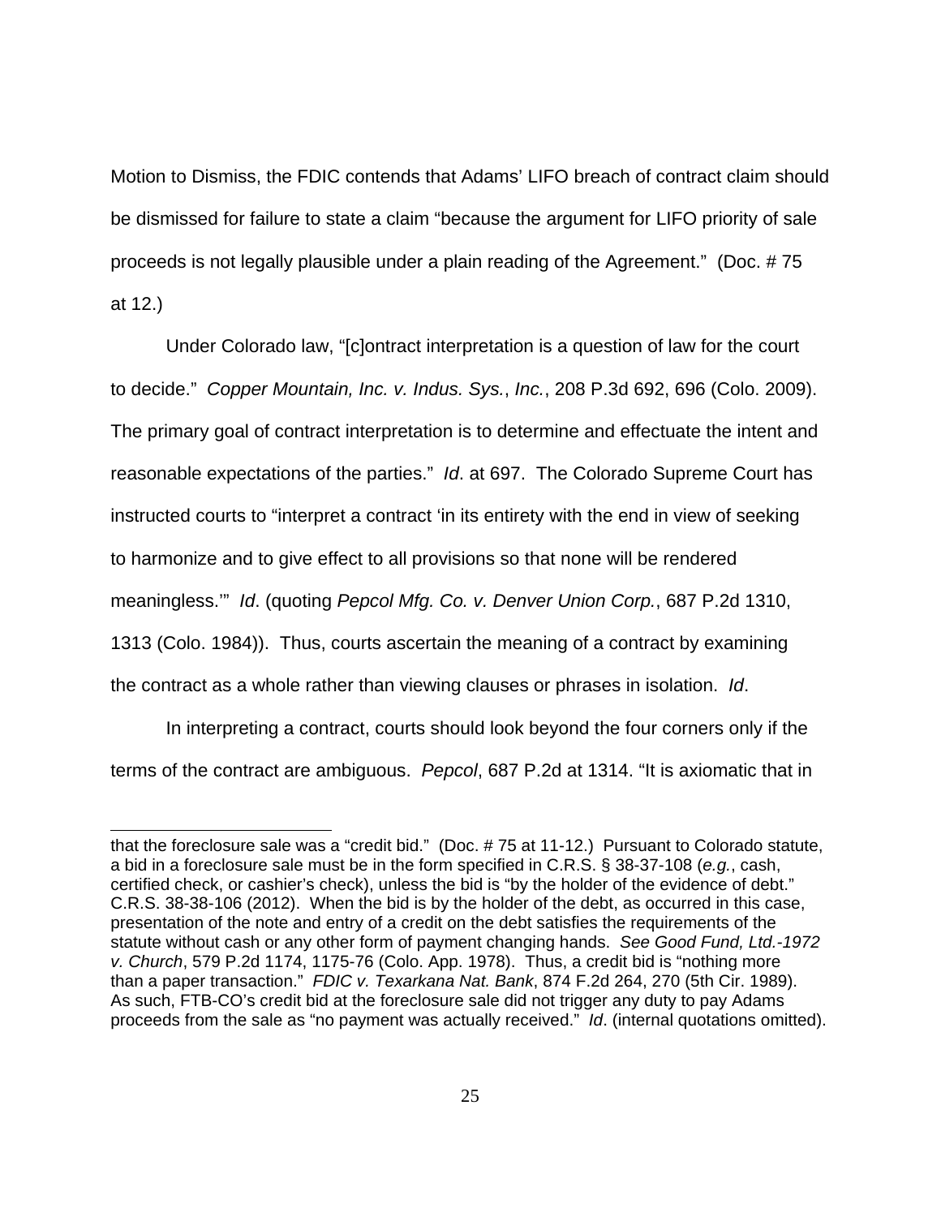Motion to Dismiss, the FDIC contends that Adams' LIFO breach of contract claim should be dismissed for failure to state a claim "because the argument for LIFO priority of sale proceeds is not legally plausible under a plain reading of the Agreement." (Doc. # 75 at 12.)

Under Colorado law, "[c]ontract interpretation is a question of law for the court to decide." *Copper Mountain, Inc. v. Indus. Sys., Inc.*, 208 P.3d 692, 696 (Colo. 2009). The primary goal of contract interpretation is to determine and effectuate the intent and reasonable expectations of the parties." *Id*. at 697. The Colorado Supreme Court has instructed courts to "interpret a contract 'in its entirety with the end in view of seeking to harmonize and to give effect to all provisions so that none will be rendered meaningless.'" *Id*. (quoting *Pepcol Mfg. Co. v. Denver Union Corp.*, 687 P.2d 1310, 1313 (Colo. 1984)). Thus, courts ascertain the meaning of a contract by examining the contract as a whole rather than viewing clauses or phrases in isolation. *Id*.

In interpreting a contract, courts should look beyond the four corners only if the terms of the contract are ambiguous. *Pepcol*, 687 P.2d at 1314. "It is axiomatic that in

---

that the foreclosure sale was a "credit bid." (Doc. # 75 at 11-12.) Pursuant to Colorado statute, a bid in a foreclosure sale must be in the form specified in C.R.S. § 38-37-108 (*e.g.*, cash, certified check, or cashier's check), unless the bid is "by the holder of the evidence of debt." C.R.S. 38-38-106 (2012). When the bid is by the holder of the debt, as occurred in this case, presentation of the note and entry of a credit on the debt satisfies the requirements of the statute without cash or any other form of payment changing hands. *See Good Fund, Ltd.-1972 v. Church*, 579 P.2d 1174, 1175-76 (Colo. App. 1978). Thus, a credit bid is "nothing more than a paper transaction." *FDIC v. Texarkana Nat. Bank*, 874 F.2d 264, 270 (5th Cir. 1989). As such, FTB-CO's credit bid at the foreclosure sale did not trigger any duty to pay Adams proceeds from the sale as "no payment was actually received." *Id*. (internal quotations omitted).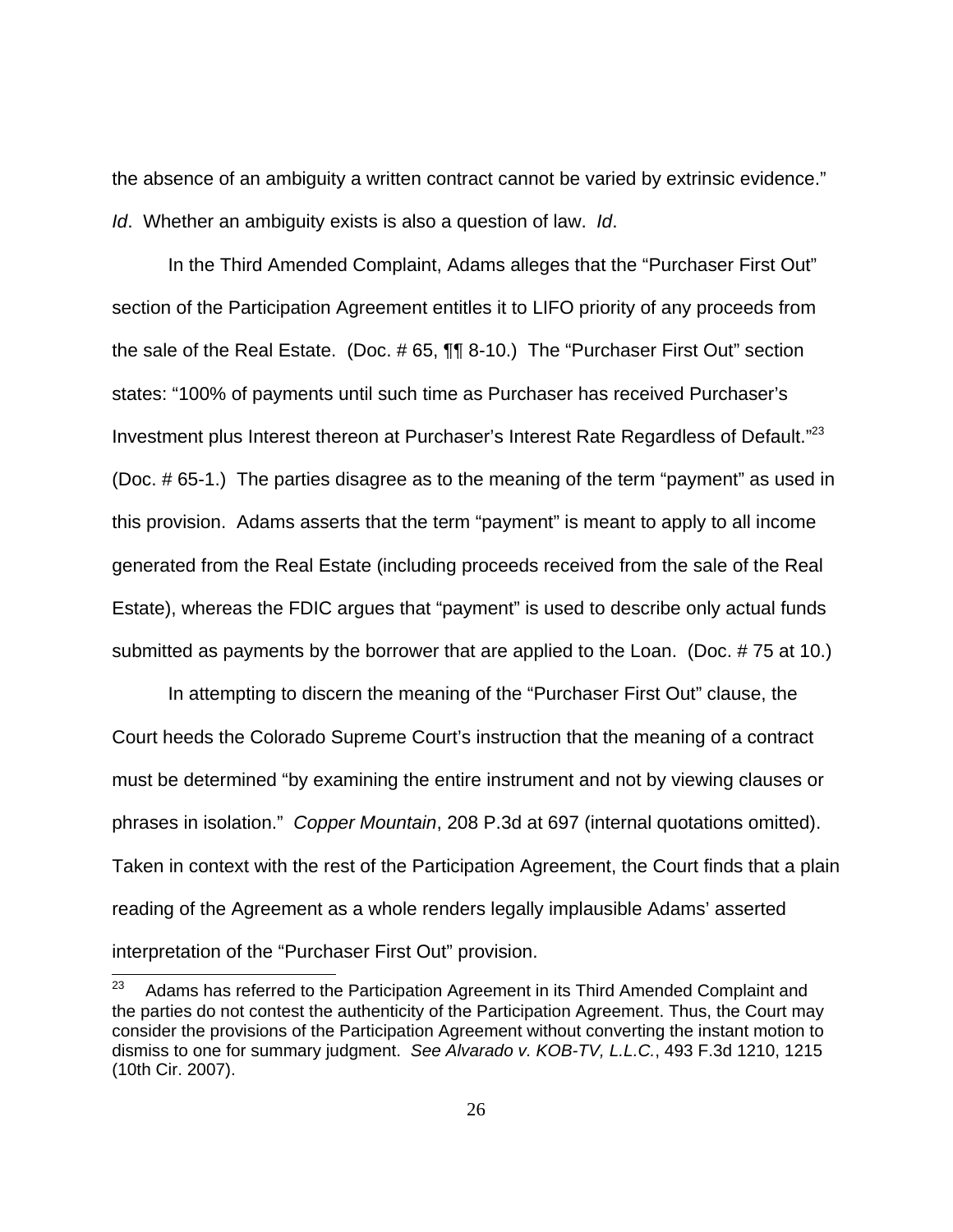the absence of an ambiguity a written contract cannot be varied by extrinsic evidence." *Id*. Whether an ambiguity exists is also a question of law. *Id*.

In the Third Amended Complaint, Adams alleges that the "Purchaser First Out" section of the Participation Agreement entitles it to LIFO priority of any proceeds from the sale of the Real Estate. (Doc. # 65, ¶¶ 8-10.) The "Purchaser First Out" section states: "100% of payments until such time as Purchaser has received Purchaser's Investment plus Interest thereon at Purchaser's Interest Rate Regardless of Default."[23] (Doc. # 65-1.) The parties disagree as to the meaning of the term "payment" as used in this provision. Adams asserts that the term "payment" is meant to apply to all income generated from the Real Estate (including proceeds received from the sale of the Real Estate), whereas the FDIC argues that "payment" is used to describe only actual funds submitted as payments by the borrower that are applied to the Loan. (Doc. # 75 at 10.)

In attempting to discern the meaning of the "Purchaser First Out" clause, the Court heeds the Colorado Supreme Court's instruction that the meaning of a contract must be determined "by examining the entire instrument and not by viewing clauses or phrases in isolation." *Copper Mountain*, 208 P.3d at 697 (internal quotations omitted). Taken in context with the rest of the Participation Agreement, the Court finds that a plain reading of the Agreement as a whole renders legally implausible Adams' asserted interpretation of the "Purchaser First Out" provision.

---

[23] Adams has referred to the Participation Agreement in its Third Amended Complaint and the parties do not contest the authenticity of the Participation Agreement. Thus, the Court may consider the provisions of the Participation Agreement without converting the instant motion to dismiss to one for summary judgment. *See Alvarado v. KOB-TV, L.L.C.*, 493 F.3d 1210, 1215 (10th Cir. 2007).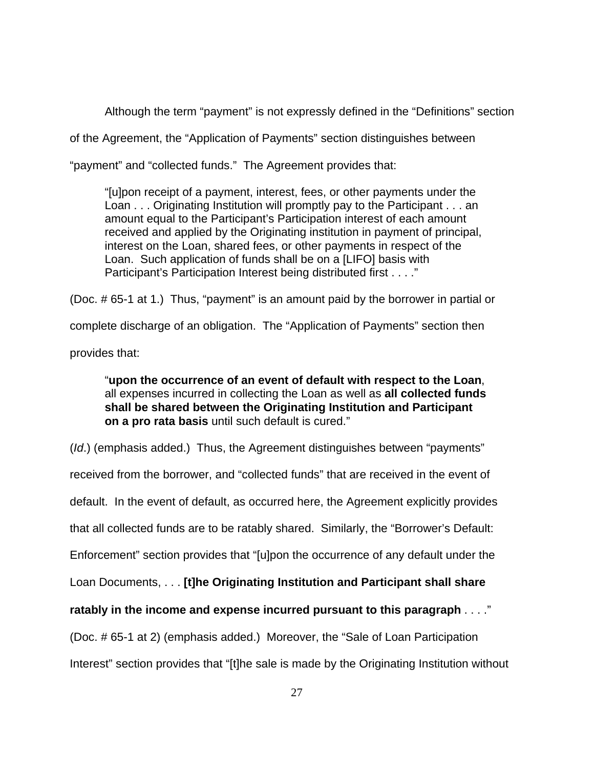Although the term "payment" is not expressly defined in the "Definitions" section of the Agreement, the "Application of Payments" section distinguishes between "payment" and "collected funds." The Agreement provides that:

> "[u]pon receipt of a payment, interest, fees, or other payments under the Loan . . . Originating Institution will promptly pay to the Participant . . . an amount equal to the Participant's Participation interest of each amount received and applied by the Originating institution in payment of principal, interest on the Loan, shared fees, or other payments in respect of the Loan. Such application of funds shall be on a [LIFO] basis with Participant's Participation Interest being distributed first . . . ."

(Doc. # 65-1 at 1.) Thus, "payment" is an amount paid by the borrower in partial or complete discharge of an obligation. The "Application of Payments" section then provides that:

> "**upon the occurrence of an event of default with respect to the Loan**, all expenses incurred in collecting the Loan as well as **all collected funds shall be shared between the Originating Institution and Participant on a pro rata basis** until such default is cured."

(*Id.*) (emphasis added.) Thus, the Agreement distinguishes between "payments" received from the borrower, and "collected funds" that are received in the event of default. In the event of default, as occurred here, the Agreement explicitly provides that all collected funds are to be ratably shared. Similarly, the "Borrower's Default: Enforcement" section provides that "[u]pon the occurrence of any default under the Loan Documents, . . . **[t]he Originating Institution and Participant shall share ratably in the income and expense incurred pursuant to this paragraph** . . . ." (Doc. # 65-1 at 2) (emphasis added.) Moreover, the "Sale of Loan Participation Interest" section provides that "[t]he sale is made by the Originating Institution without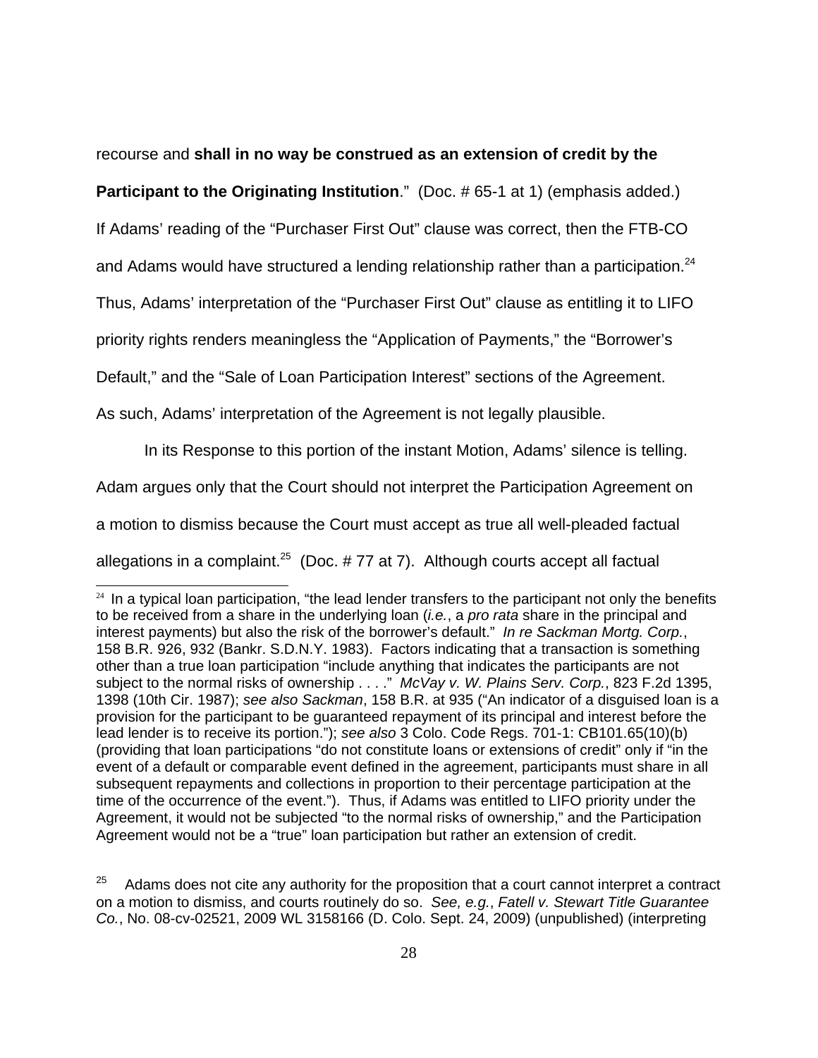recourse and **shall in no way be construed as an extension of credit by the Participant to the Originating Institution**." (Doc. # 65-1 at 1) (emphasis added.) If Adams' reading of the "Purchaser First Out" clause was correct, then the FTB-CO and Adams would have structured a lending relationship rather than a participation.[24] Thus, Adams' interpretation of the "Purchaser First Out" clause as entitling it to LIFO priority rights renders meaningless the "Application of Payments," the "Borrower's Default," and the "Sale of Loan Participation Interest" sections of the Agreement. As such, Adams' interpretation of the Agreement is not legally plausible.

In its Response to this portion of the instant Motion, Adams' silence is telling. Adam argues only that the Court should not interpret the Participation Agreement on a motion to dismiss because the Court must accept as true all well-pleaded factual allegations in a complaint.[25] (Doc. # 77 at 7). Although courts accept all factual

---

[24] In a typical loan participation, "the lead lender transfers to the participant not only the benefits to be received from a share in the underlying loan (*i.e.*, a *pro rata* share in the principal and interest payments) but also the risk of the borrower's default." *In re Sackman Mortg. Corp.*, 158 B.R. 926, 932 (Bankr. S.D.N.Y. 1983). Factors indicating that a transaction is something other than a true loan participation "include anything that indicates the participants are not subject to the normal risks of ownership . . . ." *McVay v. W. Plains Serv. Corp.*, 823 F.2d 1395, 1398 (10th Cir. 1987); *see also Sackman*, 158 B.R. at 935 ("An indicator of a disguised loan is a provision for the participant to be guaranteed repayment of its principal and interest before the lead lender is to receive its portion."); *see also* 3 Colo. Code Regs. 701-1: CB101.65(10)(b) (providing that loan participations "do not constitute loans or extensions of credit" only if "in the event of a default or comparable event defined in the agreement, participants must share in all subsequent repayments and collections in proportion to their percentage participation at the time of the occurrence of the event."). Thus, if Adams was entitled to LIFO priority under the Agreement, it would not be subjected "to the normal risks of ownership," and the Participation Agreement would not be a "true" loan participation but rather an extension of credit.

[25] Adams does not cite any authority for the proposition that a court cannot interpret a contract on a motion to dismiss, and courts routinely do so. *See, e.g.*, *Fatell v. Stewart Title Guarantee Co.*, No. 08-cv-02521, 2009 WL 3158166 (D. Colo. Sept. 24, 2009) (unpublished) (interpreting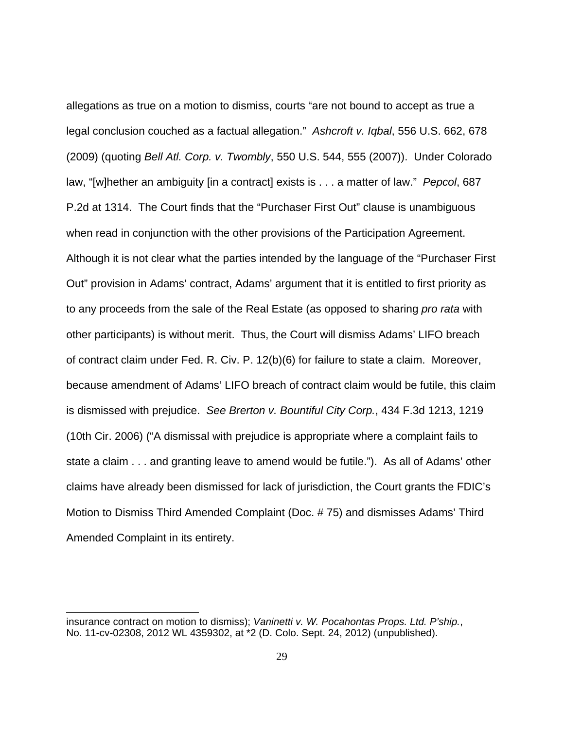allegations as true on a motion to dismiss, courts "are not bound to accept as true a legal conclusion couched as a factual allegation." *Ashcroft v. Iqbal*, 556 U.S. 662, 678 (2009) (quoting *Bell Atl. Corp. v. Twombly*, 550 U.S. 544, 555 (2007)). Under Colorado law, "[w]hether an ambiguity [in a contract] exists is . . . a matter of law." *Pepcol*, 687 P.2d at 1314. The Court finds that the "Purchaser First Out" clause is unambiguous when read in conjunction with the other provisions of the Participation Agreement. Although it is not clear what the parties intended by the language of the "Purchaser First Out" provision in Adams' contract, Adams' argument that it is entitled to first priority as to any proceeds from the sale of the Real Estate (as opposed to sharing *pro rata* with other participants) is without merit. Thus, the Court will dismiss Adams' LIFO breach of contract claim under Fed. R. Civ. P. 12(b)(6) for failure to state a claim. Moreover, because amendment of Adams' LIFO breach of contract claim would be futile, this claim is dismissed with prejudice. *See Brerton v. Bountiful City Corp.*, 434 F.3d 1213, 1219 (10th Cir. 2006) ("A dismissal with prejudice is appropriate where a complaint fails to state a claim . . . and granting leave to amend would be futile."). As all of Adams' other claims have already been dismissed for lack of jurisdiction, the Court grants the FDIC's Motion to Dismiss Third Amended Complaint (Doc. # 75) and dismisses Adams' Third Amended Complaint in its entirety.

---

insurance contract on motion to dismiss); *Vaninetti v. W. Pocahontas Props. Ltd. P'ship.*, No. 11-cv-02308, 2012 WL 4359302, at *2 (D. Colo. Sept. 24, 2012) (unpublished).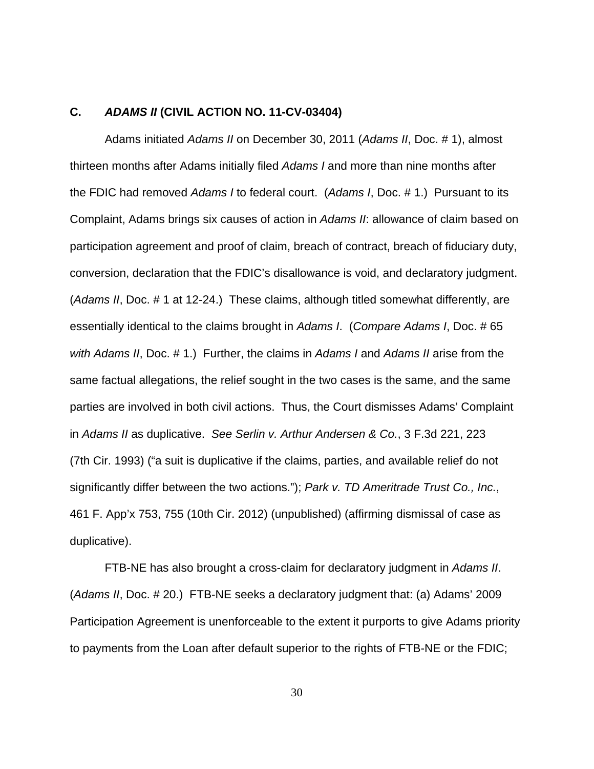### C. *ADAMS II* (CIVIL ACTION NO. 11-CV-03404)

Adams initiated *Adams II* on December 30, 2011 (*Adams II*, Doc. # 1), almost thirteen months after Adams initially filed *Adams I* and more than nine months after the FDIC had removed *Adams I* to federal court. (*Adams I*, Doc. # 1.) Pursuant to its Complaint, Adams brings six causes of action in *Adams II*: allowance of claim based on participation agreement and proof of claim, breach of contract, breach of fiduciary duty, conversion, declaration that the FDIC's disallowance is void, and declaratory judgment. (*Adams II*, Doc. # 1 at 12-24.) These claims, although titled somewhat differently, are essentially identical to the claims brought in *Adams I*. (*Compare Adams I*, Doc. # 65 *with Adams II*, Doc. # 1.) Further, the claims in *Adams I* and *Adams II* arise from the same factual allegations, the relief sought in the two cases is the same, and the same parties are involved in both civil actions. Thus, the Court dismisses Adams' Complaint in *Adams II* as duplicative. *See Serlin v. Arthur Andersen & Co.*, 3 F.3d 221, 223 (7th Cir. 1993) ("a suit is duplicative if the claims, parties, and available relief do not significantly differ between the two actions."); *Park v. TD Ameritrade Trust Co., Inc.*, 461 F. App'x 753, 755 (10th Cir. 2012) (unpublished) (affirming dismissal of case as duplicative).

FTB-NE has also brought a cross-claim for declaratory judgment in *Adams II*. (*Adams II*, Doc. # 20.) FTB-NE seeks a declaratory judgment that: (a) Adams' 2009 Participation Agreement is unenforceable to the extent it purports to give Adams priority to payments from the Loan after default superior to the rights of FTB-NE or the FDIC;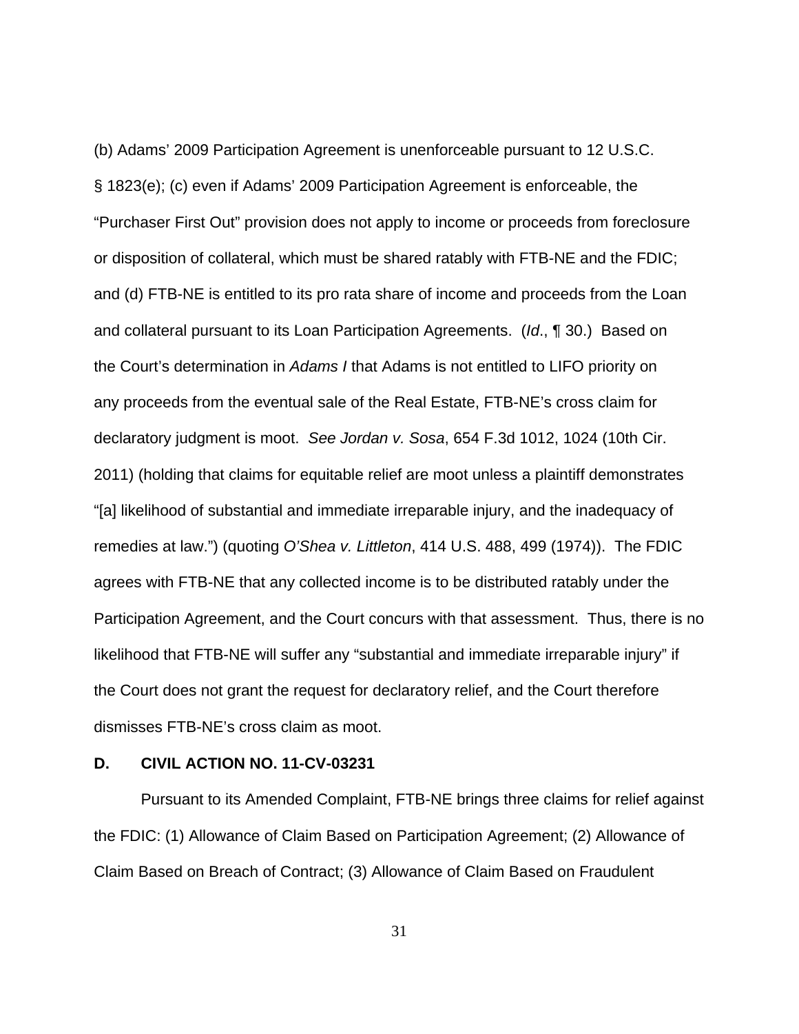(b) Adams' 2009 Participation Agreement is unenforceable pursuant to 12 U.S.C. § 1823(e); (c) even if Adams' 2009 Participation Agreement is enforceable, the "Purchaser First Out" provision does not apply to income or proceeds from foreclosure or disposition of collateral, which must be shared ratably with FTB-NE and the FDIC; and (d) FTB-NE is entitled to its pro rata share of income and proceeds from the Loan and collateral pursuant to its Loan Participation Agreements. (*Id*., ¶ 30.) Based on the Court's determination in *Adams I* that Adams is not entitled to LIFO priority on any proceeds from the eventual sale of the Real Estate, FTB-NE's cross claim for declaratory judgment is moot. *See Jordan v. Sosa*, 654 F.3d 1012, 1024 (10th Cir. 2011) (holding that claims for equitable relief are moot unless a plaintiff demonstrates "[a] likelihood of substantial and immediate irreparable injury, and the inadequacy of remedies at law.") (quoting *O'Shea v. Littleton*, 414 U.S. 488, 499 (1974)). The FDIC agrees with FTB-NE that any collected income is to be distributed ratably under the Participation Agreement, and the Court concurs with that assessment. Thus, there is no likelihood that FTB-NE will suffer any "substantial and immediate irreparable injury" if the Court does not grant the request for declaratory relief, and the Court therefore dismisses FTB-NE's cross claim as moot.

### D. CIVIL ACTION NO. 11-CV-03231

Pursuant to its Amended Complaint, FTB-NE brings three claims for relief against the FDIC: (1) Allowance of Claim Based on Participation Agreement; (2) Allowance of Claim Based on Breach of Contract; (3) Allowance of Claim Based on Fraudulent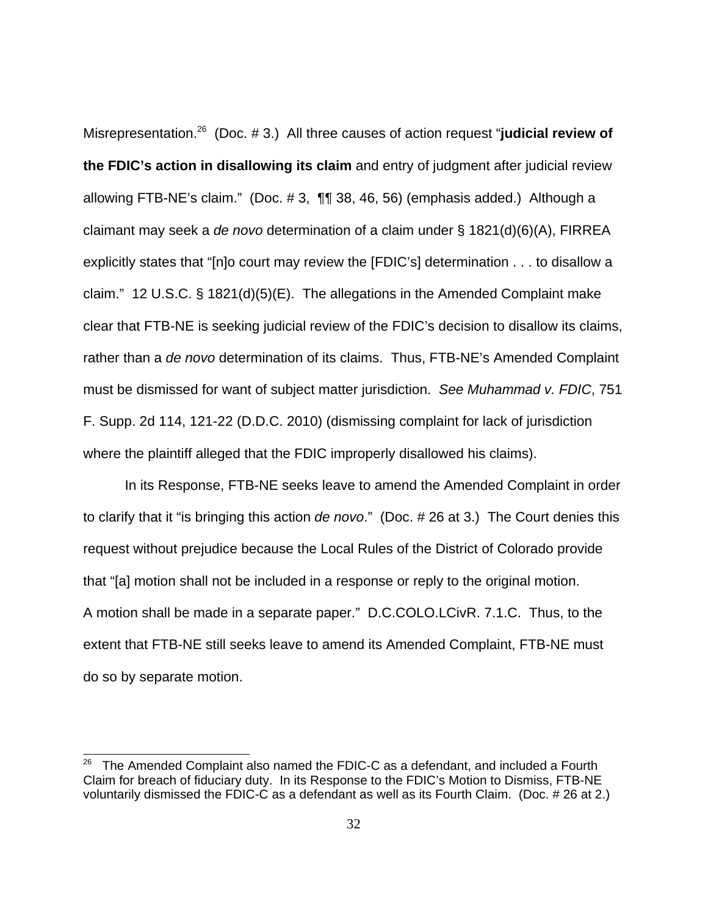Misrepresentation.[26] (Doc. # 3.) All three causes of action request "**judicial review of the FDIC's action in disallowing its claim** and entry of judgment after judicial review allowing FTB-NE's claim." (Doc. # 3, ¶¶ 38, 46, 56) (emphasis added.) Although a claimant may seek a *de novo* determination of a claim under § 1821(d)(6)(A), FIRREA explicitly states that "[n]o court may review the [FDIC's] determination . . . to disallow a claim." 12 U.S.C. § 1821(d)(5)(E). The allegations in the Amended Complaint make clear that FTB-NE is seeking judicial review of the FDIC's decision to disallow its claims, rather than a *de novo* determination of its claims. Thus, FTB-NE's Amended Complaint must be dismissed for want of subject matter jurisdiction. *See Muhammad v. FDIC*, 751 F. Supp. 2d 114, 121-22 (D.D.C. 2010) (dismissing complaint for lack of jurisdiction where the plaintiff alleged that the FDIC improperly disallowed his claims).

In its Response, FTB-NE seeks leave to amend the Amended Complaint in order to clarify that it "is bringing this action *de novo*." (Doc. # 26 at 3.) The Court denies this request without prejudice because the Local Rules of the District of Colorado provide that "[a] motion shall not be included in a response or reply to the original motion. A motion shall be made in a separate paper." D.C.COLO.LCivR. 7.1.C. Thus, to the extent that FTB-NE still seeks leave to amend its Amended Complaint, FTB-NE must do so by separate motion.

---

[26] The Amended Complaint also named the FDIC-C as a defendant, and included a Fourth Claim for breach of fiduciary duty. In its Response to the FDIC's Motion to Dismiss, FTB-NE voluntarily dismissed the FDIC-C as a defendant as well as its Fourth Claim. (Doc. # 26 at 2.)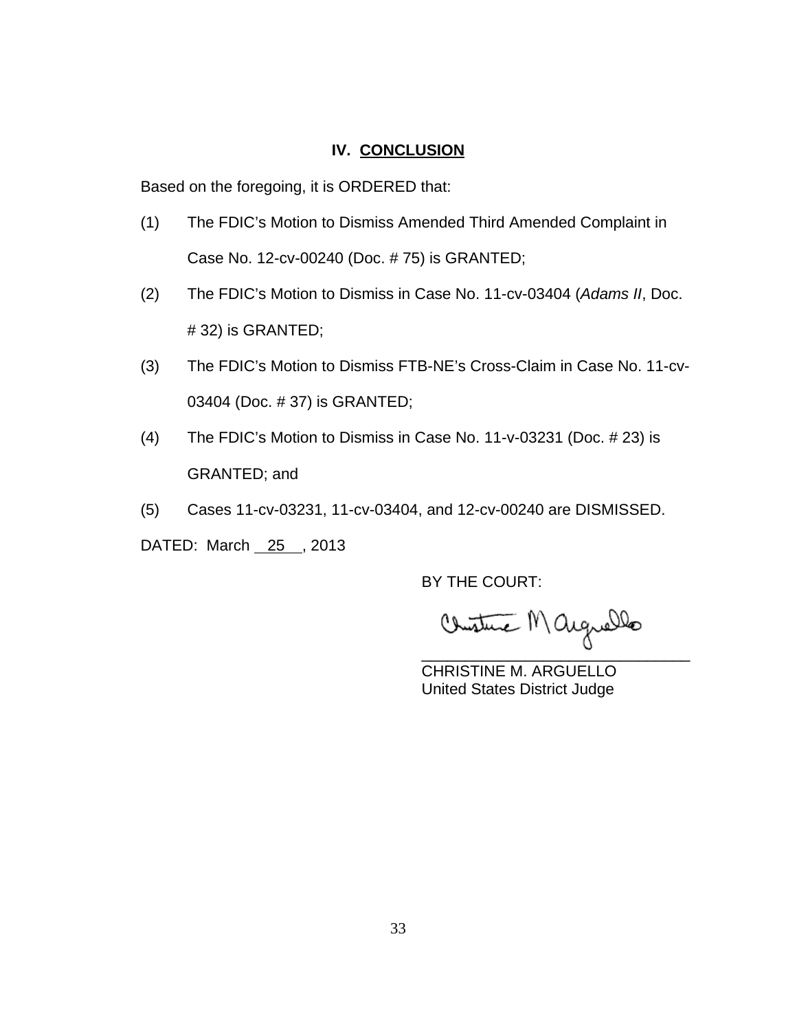## IV. CONCLUSION

Based on the foregoing, it is ORDERED that:

(1) The FDIC's Motion to Dismiss Amended Third Amended Complaint in Case No. 12-cv-00240 (Doc. # 75) is GRANTED;

(2) The FDIC's Motion to Dismiss in Case No. 11-cv-03404 (*Adams II*, Doc. # 32) is GRANTED;

(3) The FDIC's Motion to Dismiss FTB-NE's Cross-Claim in Case No. 11-cv-03404 (Doc. # 37) is GRANTED;

(4) The FDIC's Motion to Dismiss in Case No. 11-v-03231 (Doc. # 23) is GRANTED; and

(5) Cases 11-cv-03231, 11-cv-03404, and 12-cv-00240 are DISMISSED.

DATED: March 25, 2013

BY THE COURT:

Christine M Arguello
_______________________________
CHRISTINE M. ARGUELLO
United States District Judge